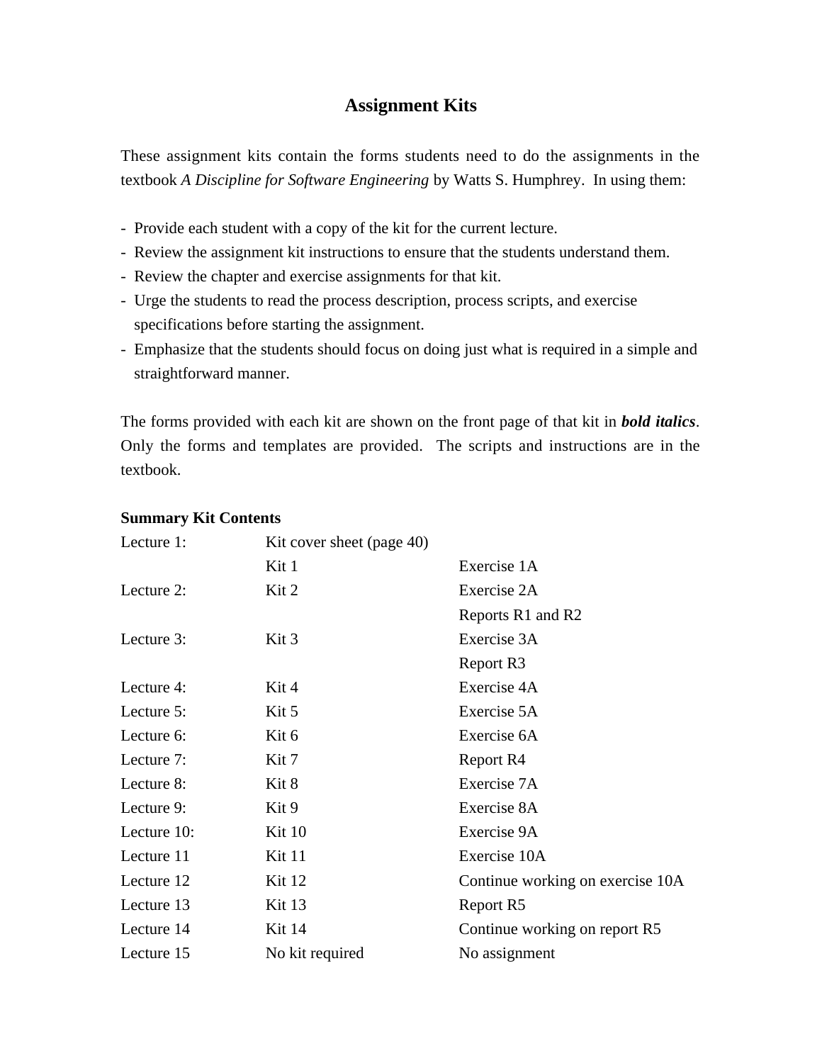# Assignment Kits

These assignment kits contain the forms students need to do the assignments in the textbook *A Discipline for Software Engineering* by Watts S. Humphrey. In using them:

- Provide each student with a copy of the kit for the current lecture.
- Review the assignment kit instructions to ensure that the students understand them.
- Review the chapter and exercise assignments for that kit.
- Urge the students to read the process description, process scripts, and exercise specifications before starting the assignment.
- Emphasize that the students should focus on doing just what is required in a simple and straightforward manner.

The forms provided with each kit are shown on the front page of that kit in ***bold italics***. Only the forms and templates are provided. The scripts and instructions are in the textbook.

**Summary Kit Contents**

| | | |
|---|---|---|
| Lecture 1: | Kit cover sheet (page 40) | |
| | Kit 1 | Exercise 1A |
| Lecture 2: | Kit 2 | Exercise 2A |
| | | Reports R1 and R2 |
| Lecture 3: | Kit 3 | Exercise 3A |
| | | Report R3 |
| Lecture 4: | Kit 4 | Exercise 4A |
| Lecture 5: | Kit 5 | Exercise 5A |
| Lecture 6: | Kit 6 | Exercise 6A |
| Lecture 7: | Kit 7 | Report R4 |
| Lecture 8: | Kit 8 | Exercise 7A |
| Lecture 9: | Kit 9 | Exercise 8A |
| Lecture 10: | Kit 10 | Exercise 9A |
| Lecture 11 | Kit 11 | Exercise 10A |
| Lecture 12 | Kit 12 | Continue working on exercise 10A |
| Lecture 13 | Kit 13 | Report R5 |
| Lecture 14 | Kit 14 | Continue working on report R5 |
| Lecture 15 | No kit required | No assignment |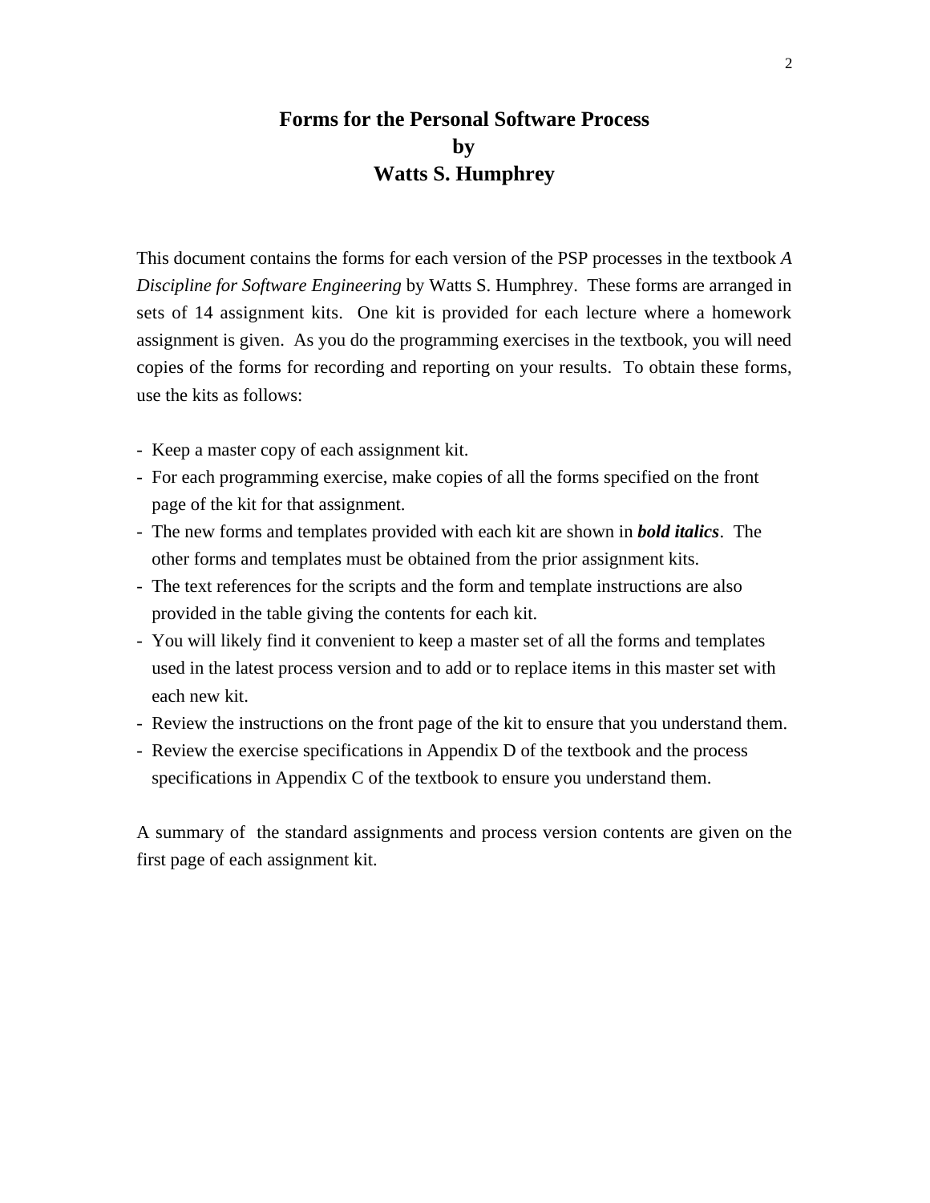# Forms for the Personal Software Process
# by
# Watts S. Humphrey

This document contains the forms for each version of the PSP processes in the textbook *A Discipline for Software Engineering* by Watts S. Humphrey. These forms are arranged in sets of 14 assignment kits. One kit is provided for each lecture where a homework assignment is given. As you do the programming exercises in the textbook, you will need copies of the forms for recording and reporting on your results. To obtain these forms, use the kits as follows:

- Keep a master copy of each assignment kit.
- For each programming exercise, make copies of all the forms specified on the front page of the kit for that assignment.
- The new forms and templates provided with each kit are shown in ***bold italics***. The other forms and templates must be obtained from the prior assignment kits.
- The text references for the scripts and the form and template instructions are also provided in the table giving the contents for each kit.
- You will likely find it convenient to keep a master set of all the forms and templates used in the latest process version and to add or to replace items in this master set with each new kit.
- Review the instructions on the front page of the kit to ensure that you understand them.
- Review the exercise specifications in Appendix D of the textbook and the process specifications in Appendix C of the textbook to ensure you understand them.

A summary of the standard assignments and process version contents are given on the first page of each assignment kit.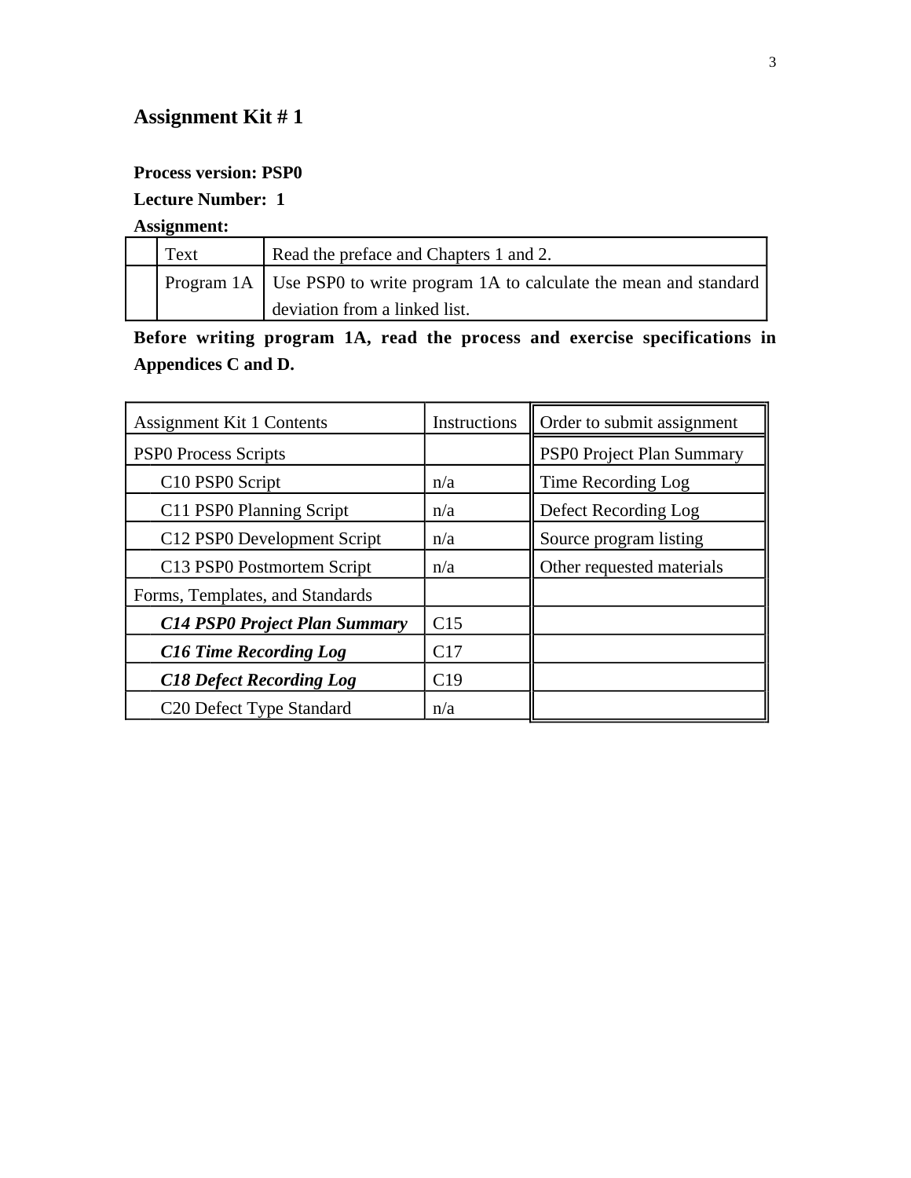## Assignment Kit # 1

**Process version: PSP0**

**Lecture Number: 1**

**Assignment:**

| | | |
|---|---|---|
| | Text | Read the preface and Chapters 1 and 2. |
| | Program 1A | Use PSP0 to write program 1A to calculate the mean and standard deviation from a linked list. |

**Before writing program 1A, read the process and exercise specifications in Appendices C and D.**

| Assignment Kit 1 Contents | Instructions | Order to submit assignment |
|---|---|---|
| PSP0 Process Scripts | | PSP0 Project Plan Summary |
| C10 PSP0 Script | n/a | Time Recording Log |
| C11 PSP0 Planning Script | n/a | Defect Recording Log |
| C12 PSP0 Development Script | n/a | Source program listing |
| C13 PSP0 Postmortem Script | n/a | Other requested materials |
| Forms, Templates, and Standards | | |
| ***C14 PSP0 Project Plan Summary*** | C15 | |
| ***C16 Time Recording Log*** | C17 | |
| ***C18 Defect Recording Log*** | C19 | |
| C20 Defect Type Standard | n/a | |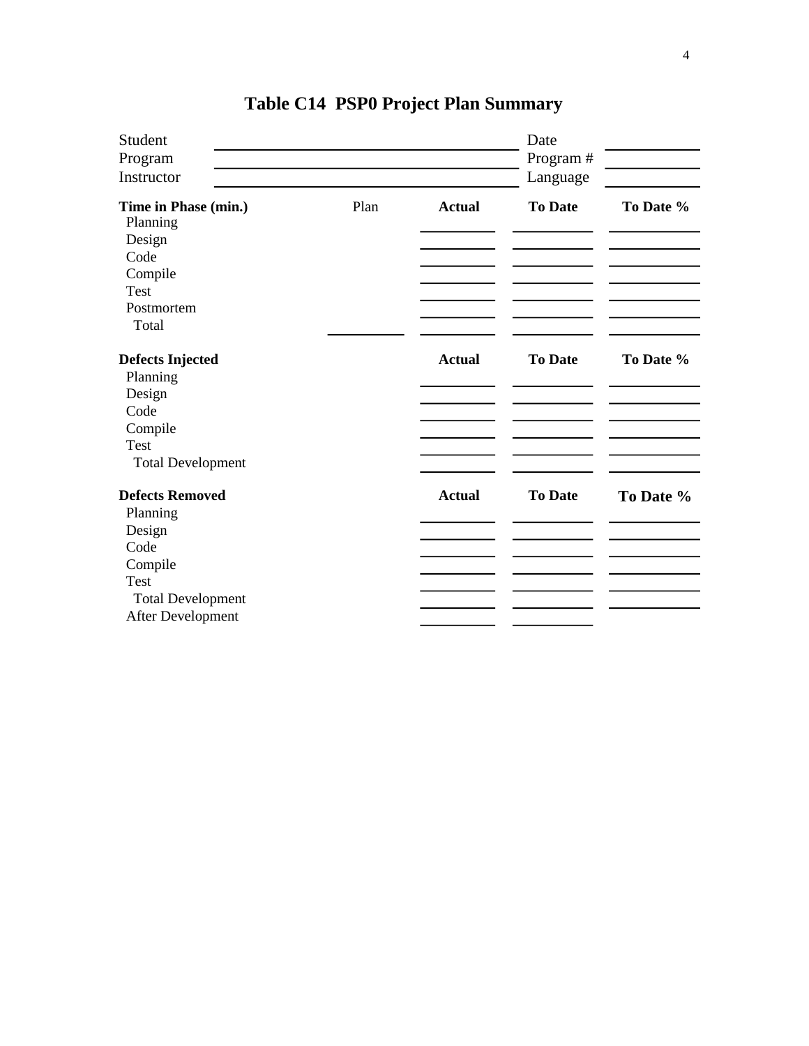# Table C14 PSP0 Project Plan Summary

| | | | |
|---|---|---|---|
| Student | | Date | |
| Program | | Program # | |
| Instructor | | Language | |

| **Time in Phase (min.)** | Plan | **Actual** | **To Date** | **To Date %** |
|---|---|---|---|---|
| Planning | | | | |
| Design | | | | |
| Code | | | | |
| Compile | | | | |
| Test | | | | |
| Postmortem | | | | |
| Total | | | | |

| **Defects Injected** | **Actual** | **To Date** | **To Date %** |
|---|---|---|---|
| Planning | | | |
| Design | | | |
| Code | | | |
| Compile | | | |
| Test | | | |
| Total Development | | | |

| **Defects Removed** | **Actual** | **To Date** | **To Date %** |
|---|---|---|---|
| Planning | | | |
| Design | | | |
| Code | | | |
| Compile | | | |
| Test | | | |
| Total Development | | | |
| After Development | | | |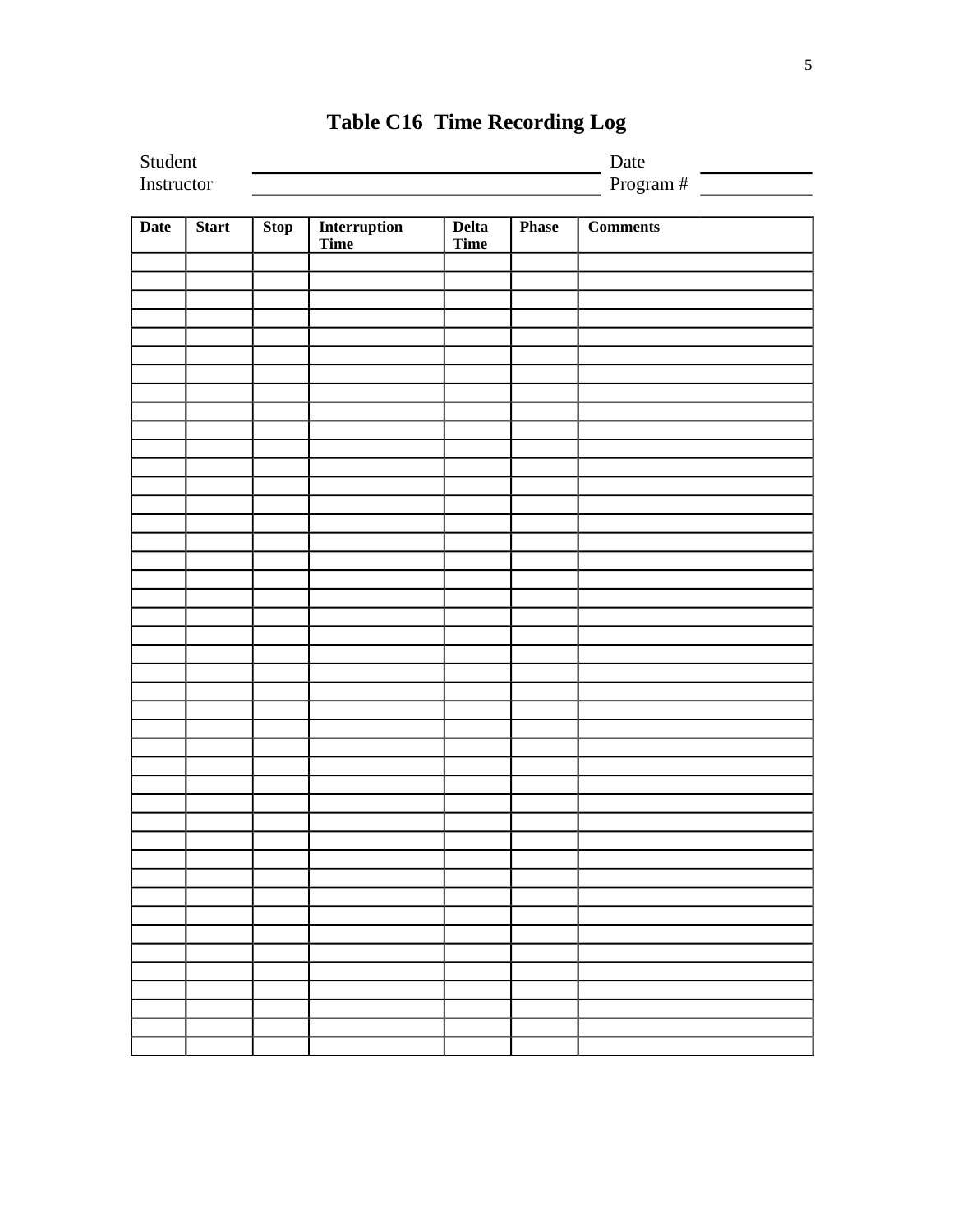# Table C16 Time Recording Log

Student ______________________ Date __________

Instructor ______________________ Program # __________

| Date | Start | Stop | Interruption Time | Delta Time | Phase | Comments |
|---|---|---|---|---|---|---|
| | | | | | | |
| | | | | | | |
| | | | | | | |
| | | | | | | |
| | | | | | | |
| | | | | | | |
| | | | | | | |
| | | | | | | |
| | | | | | | |
| | | | | | | |
| | | | | | | |
| | | | | | | |
| | | | | | | |
| | | | | | | |
| | | | | | | |
| | | | | | | |
| | | | | | | |
| | | | | | | |
| | | | | | | |
| | | | | | | |
| | | | | | | |
| | | | | | | |
| | | | | | | |
| | | | | | | |
| | | | | | | |
| | | | | | | |
| | | | | | | |
| | | | | | | |
| | | | | | | |
| | | | | | | |
| | | | | | | |
| | | | | | | |
| | | | | | | |
| | | | | | | |
| | | | | | | |
| | | | | | | |
| | | | | | | |
| | | | | | | |
| | | | | | | |
| | | | | | | |
| | | | | | | |
| | | | | | | |
| | | | | | | |
| | | | | | | |
| | | | | | | |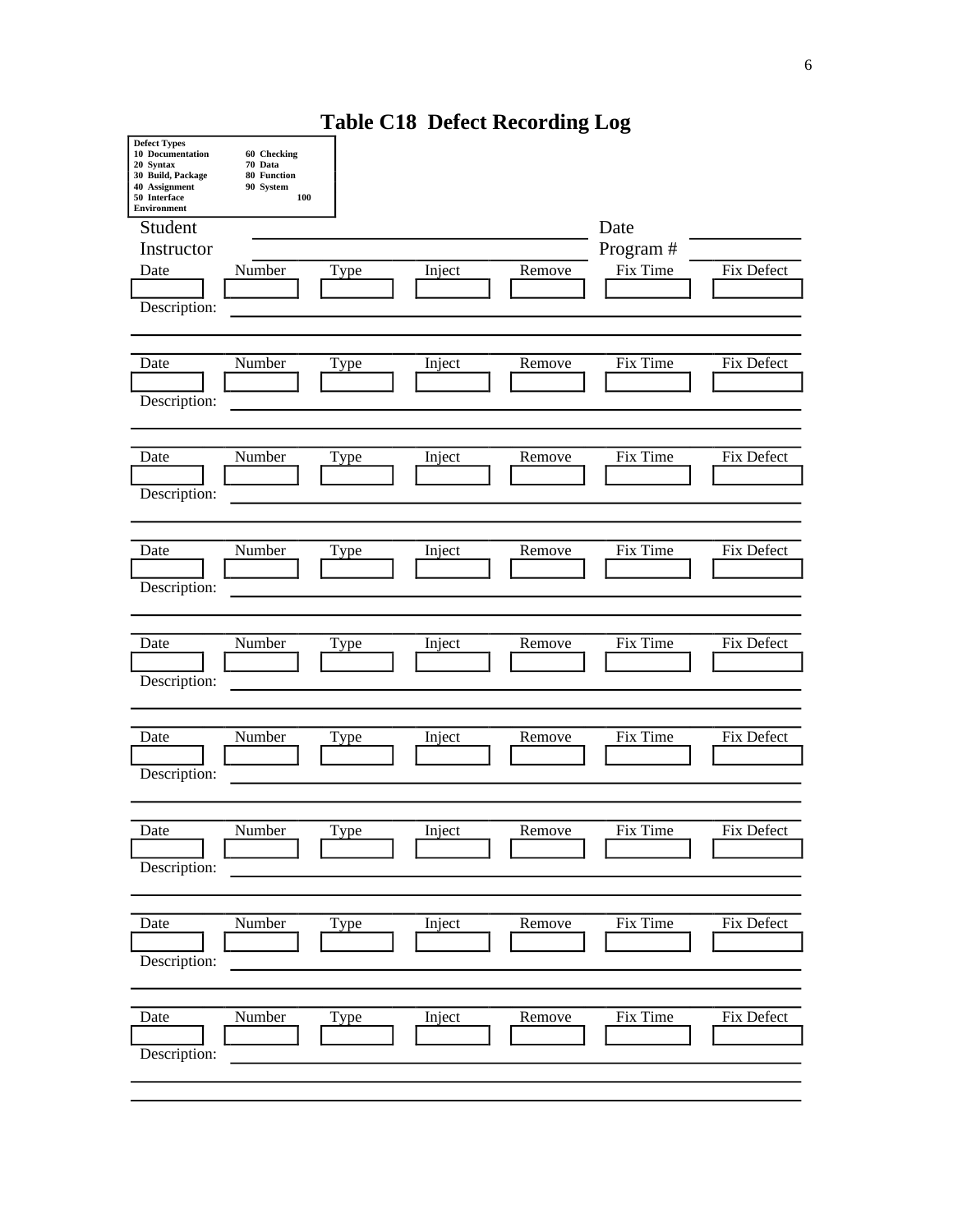# Table C18 Defect Recording Log

| Defect Types | |
|---|---|
| 10 Documentation | 60 Checking |
| 20 Syntax | 70 Data |
| 30 Build, Package | 80 Function |
| 40 Assignment | 90 System |
| 50 Interface | 100 Environment |

Student ______________________ Date ____________

Instructor ______________________ Program # ____________

| Date | Number | Type | Inject | Remove | Fix Time | Fix Defect |
|---|---|---|---|---|---|---|
| | | | | | | |

Description: ______________________

| Date | Number | Type | Inject | Remove | Fix Time | Fix Defect |
|---|---|---|---|---|---|---|
| | | | | | | |

Description: ______________________

| Date | Number | Type | Inject | Remove | Fix Time | Fix Defect |
|---|---|---|---|---|---|---|
| | | | | | | |

Description: ______________________

| Date | Number | Type | Inject | Remove | Fix Time | Fix Defect |
|---|---|---|---|---|---|---|
| | | | | | | |

Description: ______________________

| Date | Number | Type | Inject | Remove | Fix Time | Fix Defect |
|---|---|---|---|---|---|---|
| | | | | | | |

Description: ______________________

| Date | Number | Type | Inject | Remove | Fix Time | Fix Defect |
|---|---|---|---|---|---|---|
| | | | | | | |

Description: ______________________

| Date | Number | Type | Inject | Remove | Fix Time | Fix Defect |
|---|---|---|---|---|---|---|
| | | | | | | |

Description: ______________________

| Date | Number | Type | Inject | Remove | Fix Time | Fix Defect |
|---|---|---|---|---|---|---|
| | | | | | | |

Description: ______________________

| Date | Number | Type | Inject | Remove | Fix Time | Fix Defect |
|---|---|---|---|---|---|---|
| | | | | | | |

Description: ______________________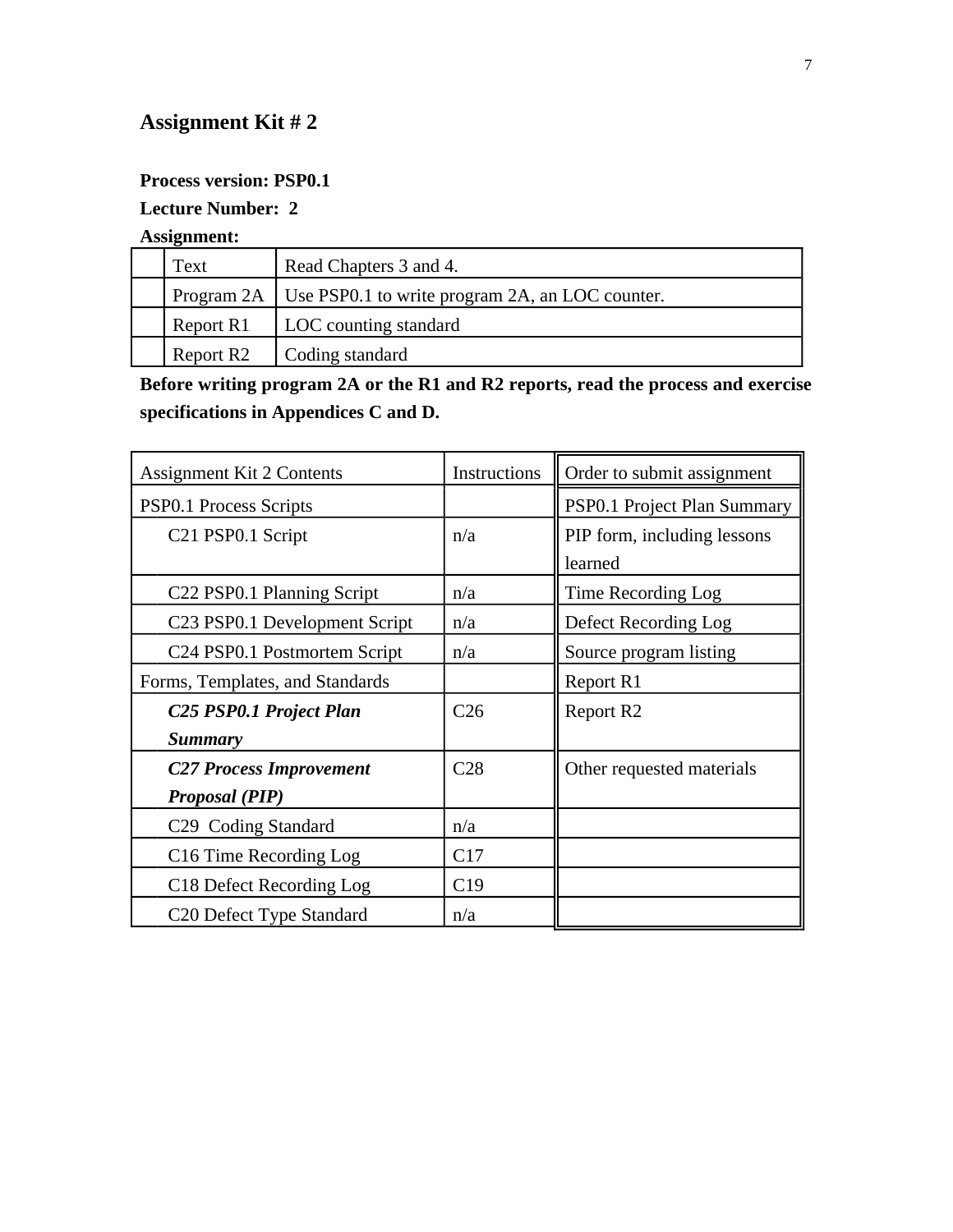## Assignment Kit # 2

**Process version: PSP0.1**

**Lecture Number: 2**

**Assignment:**

| | | |
|---|---|---|
| | Text | Read Chapters 3 and 4. |
| | Program 2A | Use PSP0.1 to write program 2A, an LOC counter. |
| | Report R1 | LOC counting standard |
| | Report R2 | Coding standard |

**Before writing program 2A or the R1 and R2 reports, read the process and exercise specifications in Appendices C and D.**

| Assignment Kit 2 Contents | Instructions | Order to submit assignment |
|---|---|---|
| PSP0.1 Process Scripts | | PSP0.1 Project Plan Summary |
| C21 PSP0.1 Script | n/a | PIP form, including lessons learned |
| C22 PSP0.1 Planning Script | n/a | Time Recording Log |
| C23 PSP0.1 Development Script | n/a | Defect Recording Log |
| C24 PSP0.1 Postmortem Script | n/a | Source program listing |
| Forms, Templates, and Standards | | Report R1 |
| ***C25 PSP0.1 Project Plan Summary*** | C26 | Report R2 |
| ***C27 Process Improvement Proposal (PIP)*** | C28 | Other requested materials |
| C29 Coding Standard | n/a | |
| C16 Time Recording Log | C17 | |
| C18 Defect Recording Log | C19 | |
| C20 Defect Type Standard | n/a | |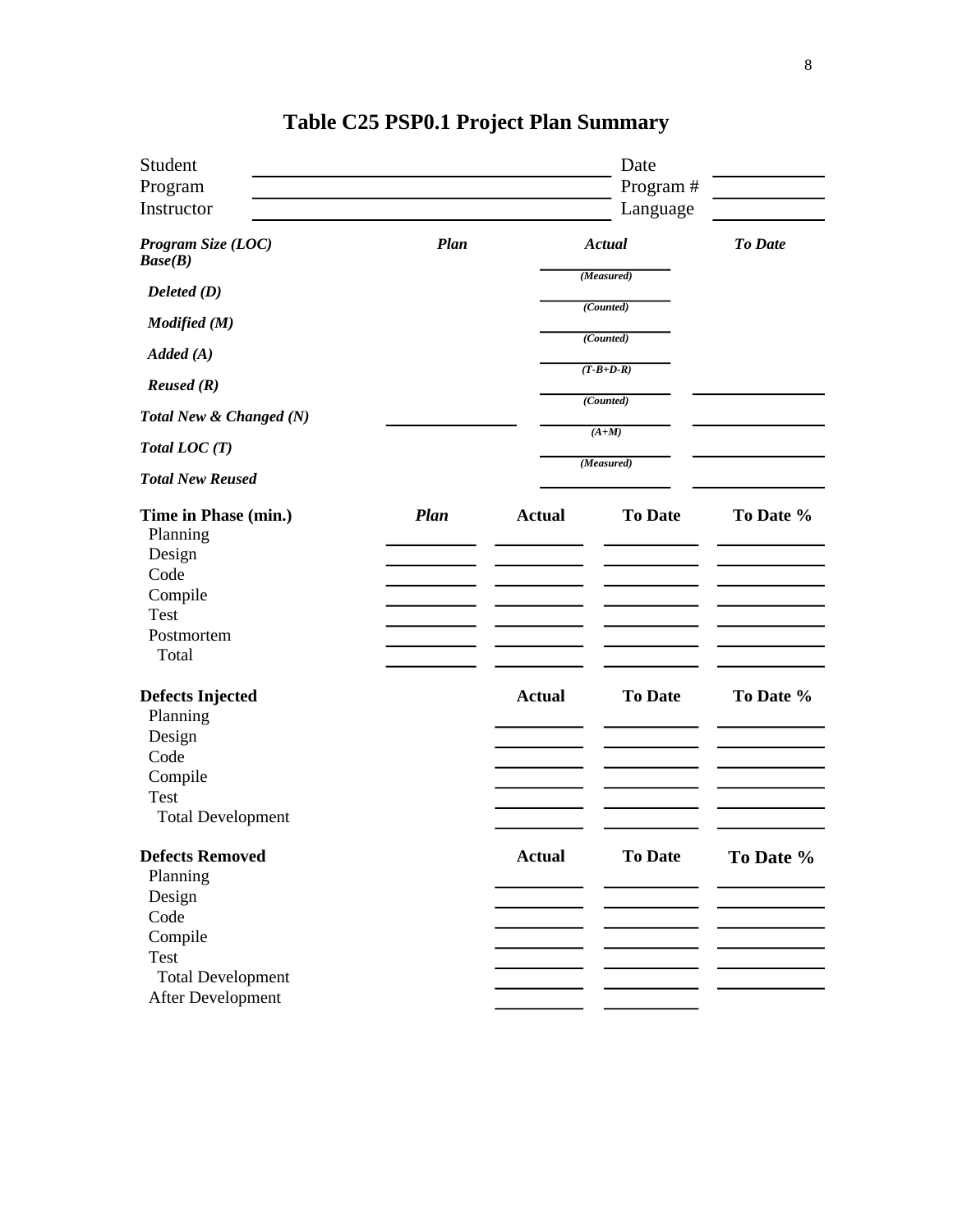# Table C25 PSP0.1 Project Plan Summary

| | | | |
|---|---|---|---|
| Student | | Date | |
| Program | | Program # | |
| Instructor | | Language | |

| ***Program Size (LOC)*** | ***Plan*** | ***Actual*** | ***To Date*** |
|---|---|---|---|
| ***Base(B)*** | | *(Measured)* | |
| ***Deleted (D)*** | | *(Counted)* | |
| ***Modified (M)*** | | *(Counted)* | |
| ***Added (A)*** | | *(T-B+D-R)* | |
| ***Reused (R)*** | | *(Counted)* | |
| ***Total New & Changed (N)*** | | *(A+M)* | |
| ***Total LOC (T)*** | | *(Measured)* | |
| ***Total New Reused*** | | | |

| **Time in Phase (min.)** | ***Plan*** | **Actual** | **To Date** | **To Date %** |
|---|---|---|---|---|
| Planning | | | | |
| Design | | | | |
| Code | | | | |
| Compile | | | | |
| Test | | | | |
| Postmortem | | | | |
| Total | | | | |

| **Defects Injected** | **Actual** | **To Date** | **To Date %** |
|---|---|---|---|
| Planning | | | |
| Design | | | |
| Code | | | |
| Compile | | | |
| Test | | | |
| Total Development | | | |

| **Defects Removed** | **Actual** | **To Date** | **To Date %** |
|---|---|---|---|
| Planning | | | |
| Design | | | |
| Code | | | |
| Compile | | | |
| Test | | | |
| Total Development | | | |
| After Development | | | |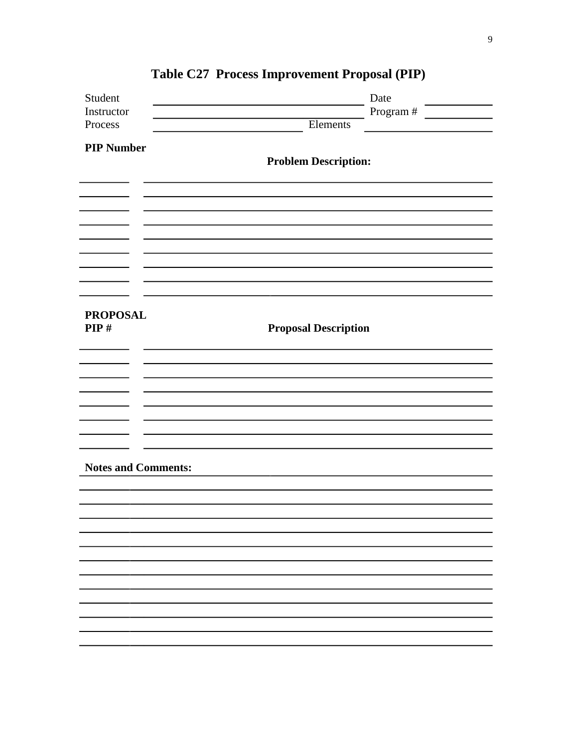# Table C27 Process Improvement Proposal (PIP)

| | | | |
|---|---|---|---|
| Student | | Date | |
| Instructor | | Program # | |
| Process | | Elements | |

**PIP Number**

**Problem Description:**

| | |
|---|---|
| | |
| | |
| | |
| | |
| | |
| | |
| | |
| | |
| | |

**PROPOSAL**
**PIP #**

**Proposal Description**

| | |
|---|---|
| | |
| | |
| | |
| | |
| | |
| | |
| | |
| | |

**Notes and Comments:**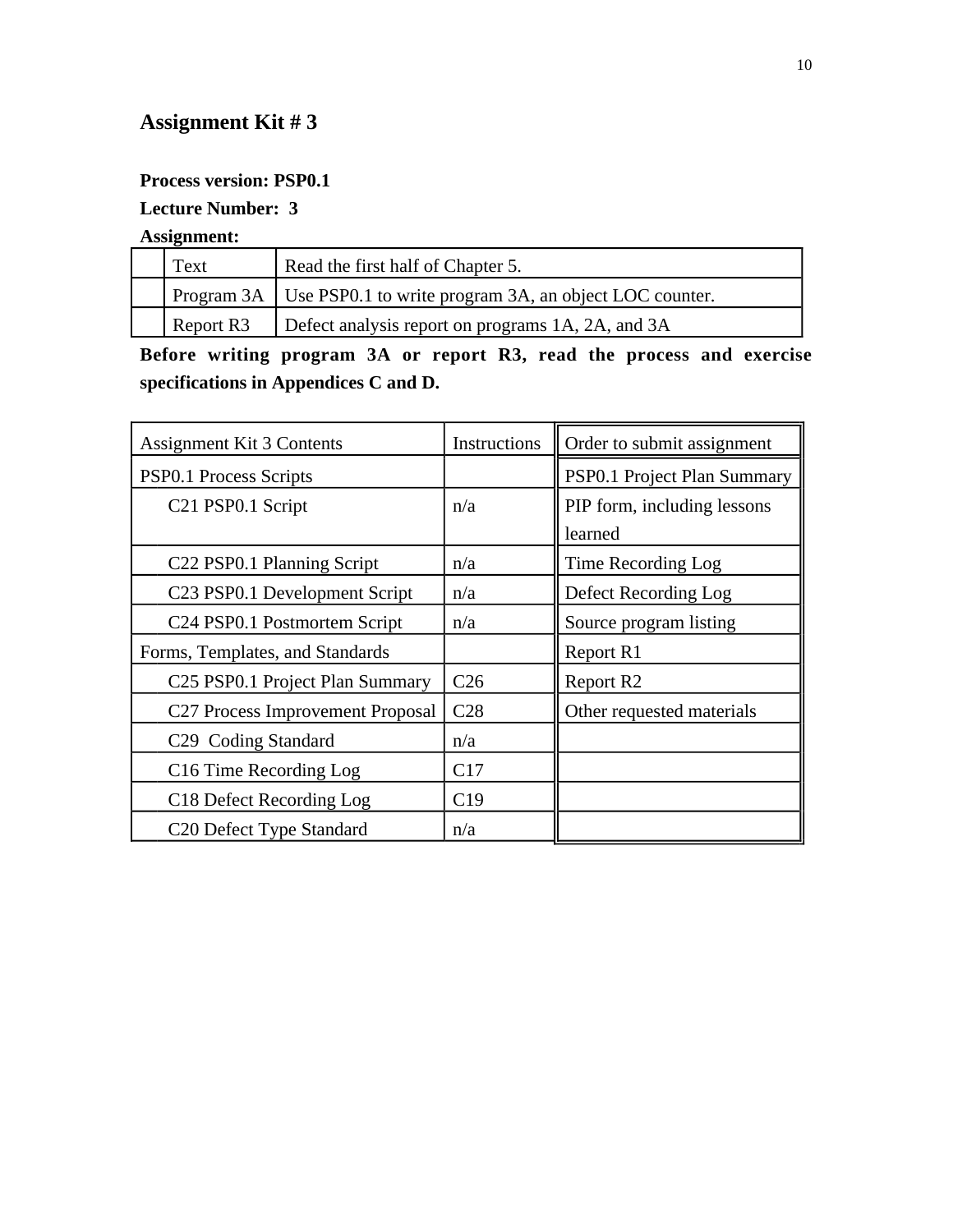## Assignment Kit # 3

**Process version: PSP0.1**

**Lecture Number: 3**

**Assignment:**

| | | |
|---|---|---|
| | Text | Read the first half of Chapter 5. |
| | Program 3A | Use PSP0.1 to write program 3A, an object LOC counter. |
| | Report R3 | Defect analysis report on programs 1A, 2A, and 3A |

**Before writing program 3A or report R3, read the process and exercise specifications in Appendices C and D.**

| Assignment Kit 3 Contents | Instructions | Order to submit assignment |
|---|---|---|
| PSP0.1 Process Scripts | | PSP0.1 Project Plan Summary |
| C21 PSP0.1 Script | n/a | PIP form, including lessons learned |
| C22 PSP0.1 Planning Script | n/a | Time Recording Log |
| C23 PSP0.1 Development Script | n/a | Defect Recording Log |
| C24 PSP0.1 Postmortem Script | n/a | Source program listing |
| Forms, Templates, and Standards | | Report R1 |
| C25 PSP0.1 Project Plan Summary | C26 | Report R2 |
| C27 Process Improvement Proposal | C28 | Other requested materials |
| C29 Coding Standard | n/a | |
| C16 Time Recording Log | C17 | |
| C18 Defect Recording Log | C19 | |
| C20 Defect Type Standard | n/a | |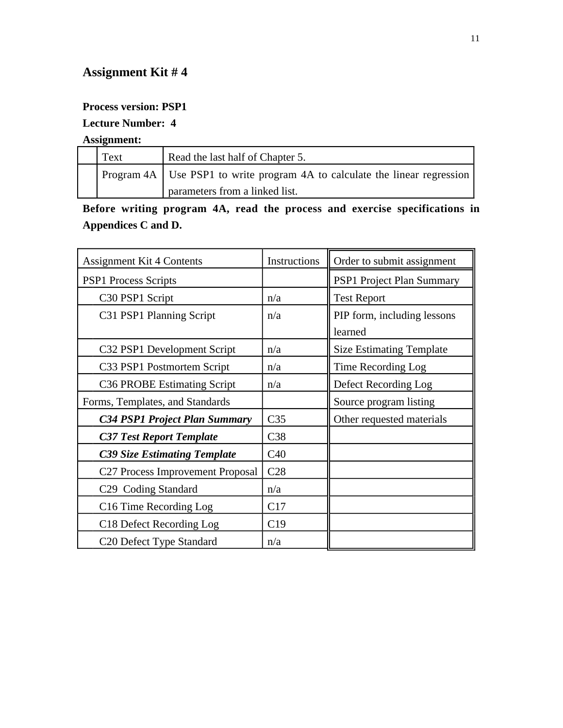## Assignment Kit # 4

**Process version: PSP1**

**Lecture Number: 4**

**Assignment:**

| | | |
|---|---|---|
| | Text | Read the last half of Chapter 5. |
| | Program 4A | Use PSP1 to write program 4A to calculate the linear regression parameters from a linked list. |

**Before writing program 4A, read the process and exercise specifications in Appendices C and D.**

| Assignment Kit 4 Contents | Instructions | Order to submit assignment |
|---|---|---|
| PSP1 Process Scripts | | PSP1 Project Plan Summary |
| C30 PSP1 Script | n/a | Test Report |
| C31 PSP1 Planning Script | n/a | PIP form, including lessons learned |
| C32 PSP1 Development Script | n/a | Size Estimating Template |
| C33 PSP1 Postmortem Script | n/a | Time Recording Log |
| C36 PROBE Estimating Script | n/a | Defect Recording Log |
| Forms, Templates, and Standards | | Source program listing |
| ***C34 PSP1 Project Plan Summary*** | C35 | Other requested materials |
| ***C37 Test Report Template*** | C38 | |
| ***C39 Size Estimating Template*** | C40 | |
| C27 Process Improvement Proposal | C28 | |
| C29 Coding Standard | n/a | |
| C16 Time Recording Log | C17 | |
| C18 Defect Recording Log | C19 | |
| C20 Defect Type Standard | n/a | |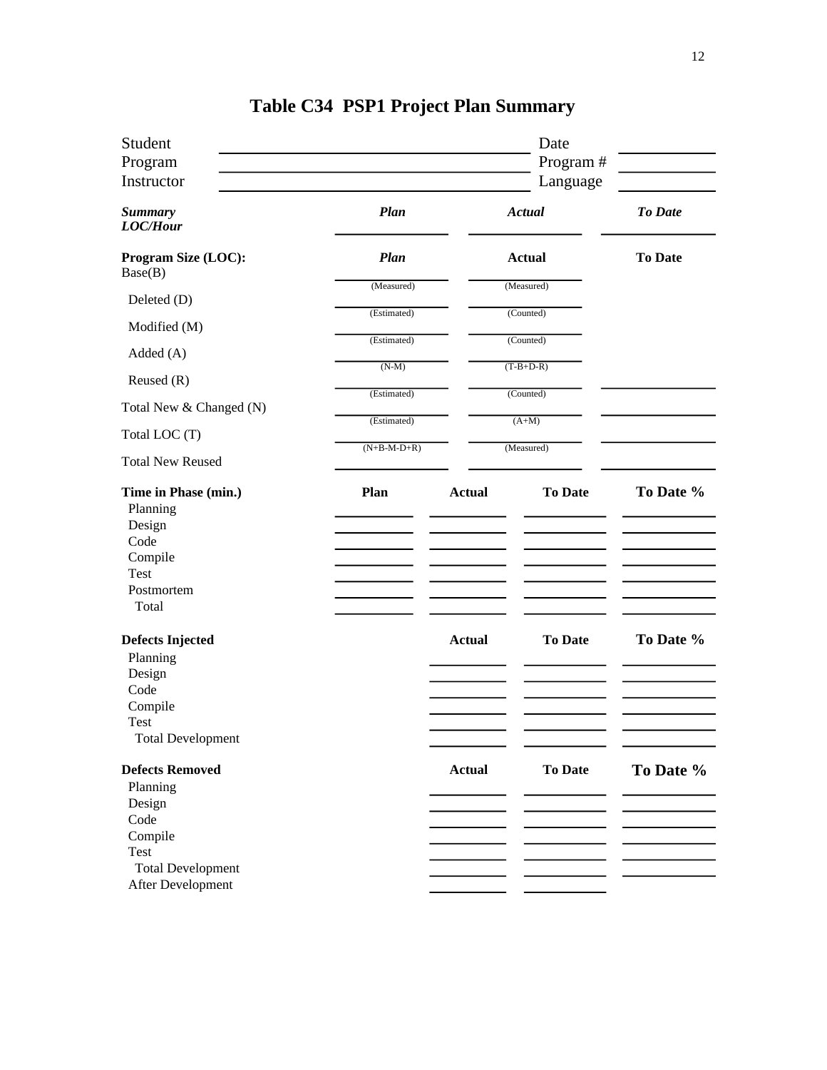# Table C34 PSP1 Project Plan Summary

| | | | |
|---|---|---|---|
| Student | | Date | |
| Program | | Program # | |
| Instructor | | Language | |

| ***Summary*** | ***Plan*** | ***Actual*** | ***To Date*** |
|---|---|---|---|
| ***LOC/Hour*** | | | |

| **Program Size (LOC):** | ***Plan*** | **Actual** | **To Date** |
|---|---|---|---|
| Base(B) | (Measured) | (Measured) | |
| Deleted (D) | (Estimated) | (Counted) | |
| Modified (M) | (Estimated) | (Counted) | |
| Added (A) | (N-M) | (T-B+D-R) | |
| Reused (R) | (Estimated) | (Counted) | |
| Total New & Changed (N) | (Estimated) | (A+M) | |
| Total LOC (T) | (N+B-M-D+R) | (Measured) | |
| Total New Reused | | | |

| **Time in Phase (min.)** | **Plan** | **Actual** | **To Date** | **To Date %** |
|---|---|---|---|---|
| Planning | | | | |
| Design | | | | |
| Code | | | | |
| Compile | | | | |
| Test | | | | |
| Postmortem | | | | |
| Total | | | | |

| **Defects Injected** | **Actual** | **To Date** | **To Date %** |
|---|---|---|---|
| Planning | | | |
| Design | | | |
| Code | | | |
| Compile | | | |
| Test | | | |
| Total Development | | | |

| **Defects Removed** | **Actual** | **To Date** | **To Date %** |
|---|---|---|---|
| Planning | | | |
| Design | | | |
| Code | | | |
| Compile | | | |
| Test | | | |
| Total Development | | | |
| After Development | | | |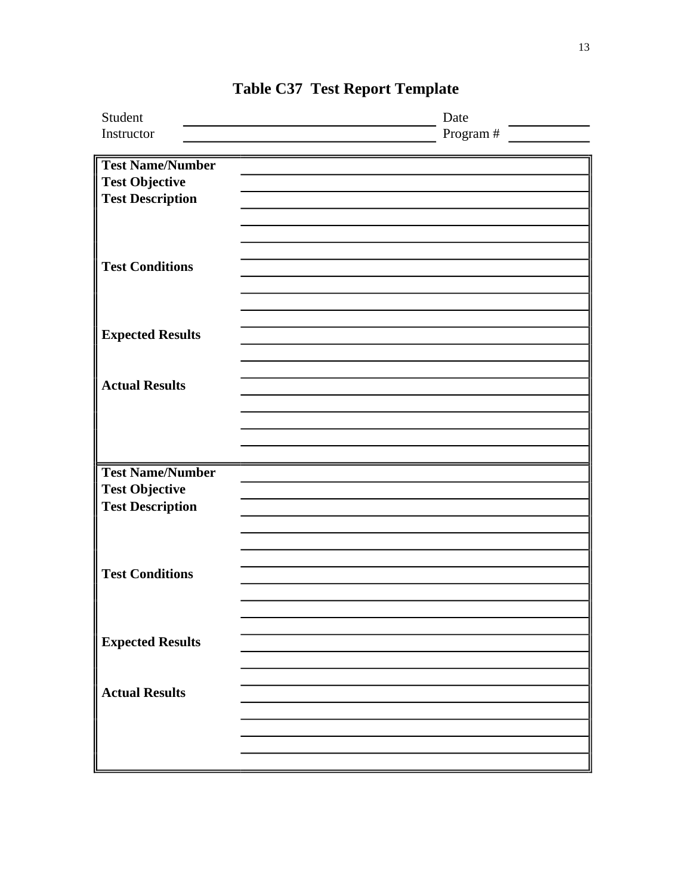# Table C37 Test Report Template

| | | | |
|---|---|---|---|
| Student | | Date | |
| Instructor | | Program # | |

| | |
|---|---|
| **Test Name/Number** | |
| **Test Objective** | |
| **Test Description** | |
| | |
| | |
| **Test Conditions** | |
| | |
| | |
| **Expected Results** | |
| | |
| **Actual Results** | |
| | |
| | |
| | |
| **Test Name/Number** | |
| **Test Objective** | |
| **Test Description** | |
| | |
| | |
| **Test Conditions** | |
| | |
| | |
| **Expected Results** | |
| | |
| **Actual Results** | |
| | |
| | |
| | |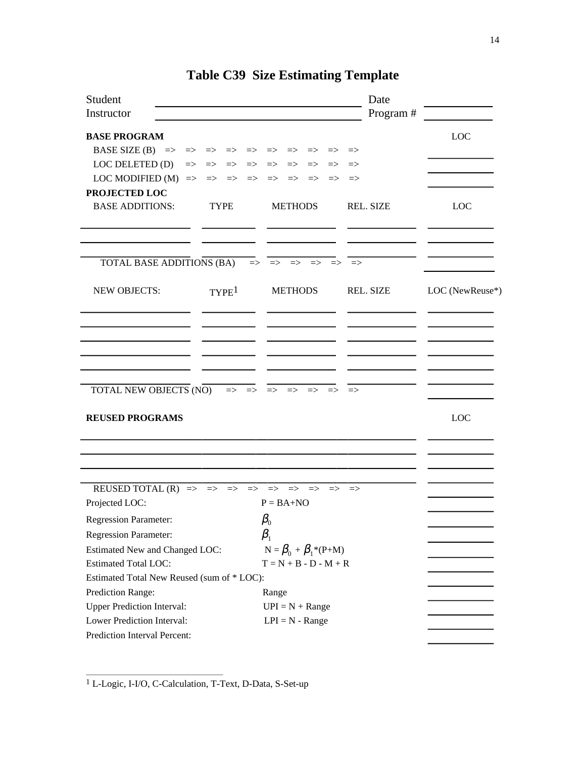# Table C39 Size Estimating Template

| | | | |
|---|---|---|---|
| Student | | Date | |
| Instructor | | Program # | |

**BASE PROGRAM** LOC

| | | | | |
|---|---|---|---|---|
| BASE SIZE (B) => => => => => => => => => => | | | | |
| LOC DELETED (D) => => => => => => => => => | | | | |
| LOC MODIFIED (M) => => => => => => => => => | | | | |

**PROJECTED LOC**

| BASE ADDITIONS: | TYPE | METHODS | REL. SIZE | LOC |
|---|---|---|---|---|
| | | | | |
| | | | | |
| | | | | |
| TOTAL BASE ADDITIONS (BA) => => => => => => | | | | |

| NEW OBJECTS: | TYPE[1] | METHODS | REL. SIZE | LOC (NewReuse*) |
|---|---|---|---|---|
| | | | | |
| | | | | |
| | | | | |
| | | | | |
| | | | | |
| | | | | |
| TOTAL NEW OBJECTS (NO) => => => => => => => | | | | |

| **REUSED PROGRAMS** | LOC |
|---|---|
| | |
| | |
| | |
| | |
| REUSED TOTAL (R) => => => => => => => => => | |

| | | |
|---|---|---|
| Projected LOC: | P = BA+NO | |
| Regression Parameter: | $\beta_0$ | |
| Regression Parameter: | $\beta_1$ | |
| Estimated New and Changed LOC: | $N = \beta_0 + \beta_1 * (P+M)$ | |
| Estimated Total LOC: | T = N + B - D - M + R | |
| Estimated Total New Reused (sum of * LOC): | | |
| Prediction Range: | Range | |
| Upper Prediction Interval: | UPI = N + Range | |
| Lower Prediction Interval: | LPI = N - Range | |
| Prediction Interval Percent: | | |

[1] L-Logic, I-I/O, C-Calculation, T-Text, D-Data, S-Set-up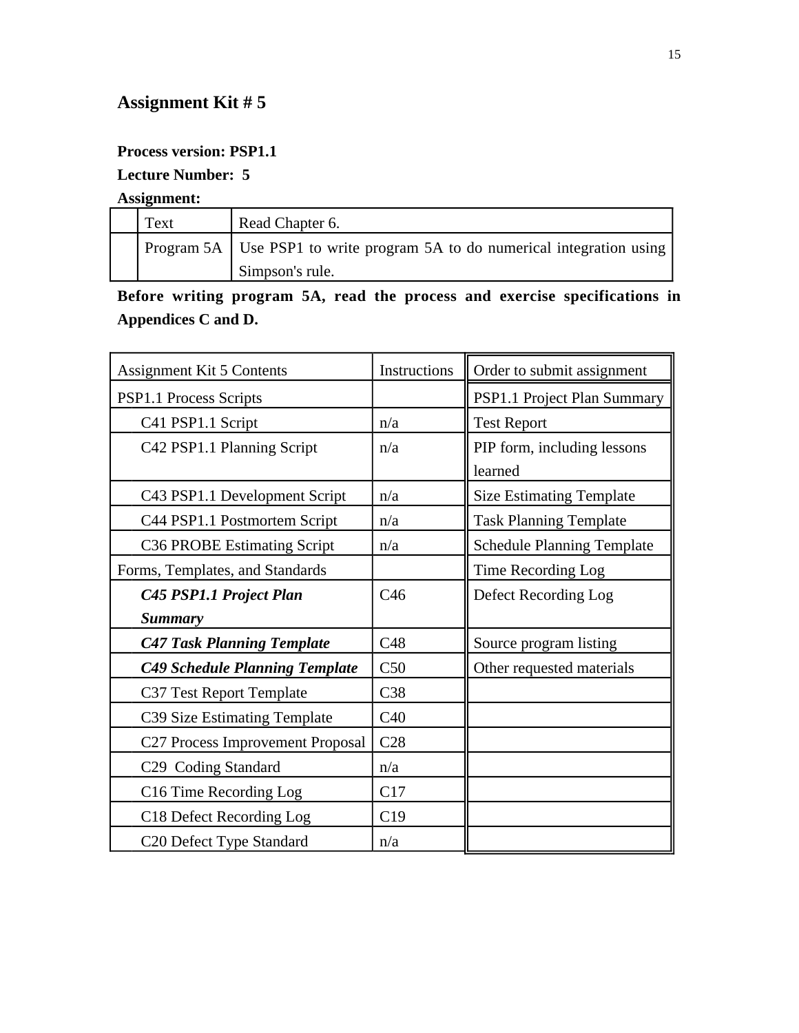## Assignment Kit # 5

**Process version: PSP1.1**

**Lecture Number: 5**

**Assignment:**

| | | |
|---|---|---|
| | Text | Read Chapter 6. |
| | Program 5A | Use PSP1 to write program 5A to do numerical integration using Simpson's rule. |

**Before writing program 5A, read the process and exercise specifications in Appendices C and D.**

| Assignment Kit 5 Contents | Instructions | Order to submit assignment |
|---|---|---|
| PSP1.1 Process Scripts | | PSP1.1 Project Plan Summary |
| C41 PSP1.1 Script | n/a | Test Report |
| C42 PSP1.1 Planning Script | n/a | PIP form, including lessons learned |
| C43 PSP1.1 Development Script | n/a | Size Estimating Template |
| C44 PSP1.1 Postmortem Script | n/a | Task Planning Template |
| C36 PROBE Estimating Script | n/a | Schedule Planning Template |
| Forms, Templates, and Standards | | Time Recording Log |
| ***C45 PSP1.1 Project Plan Summary*** | C46 | Defect Recording Log |
| ***C47 Task Planning Template*** | C48 | Source program listing |
| ***C49 Schedule Planning Template*** | C50 | Other requested materials |
| C37 Test Report Template | C38 | |
| C39 Size Estimating Template | C40 | |
| C27 Process Improvement Proposal | C28 | |
| C29 Coding Standard | n/a | |
| C16 Time Recording Log | C17 | |
| C18 Defect Recording Log | C19 | |
| C20 Defect Type Standard | n/a | |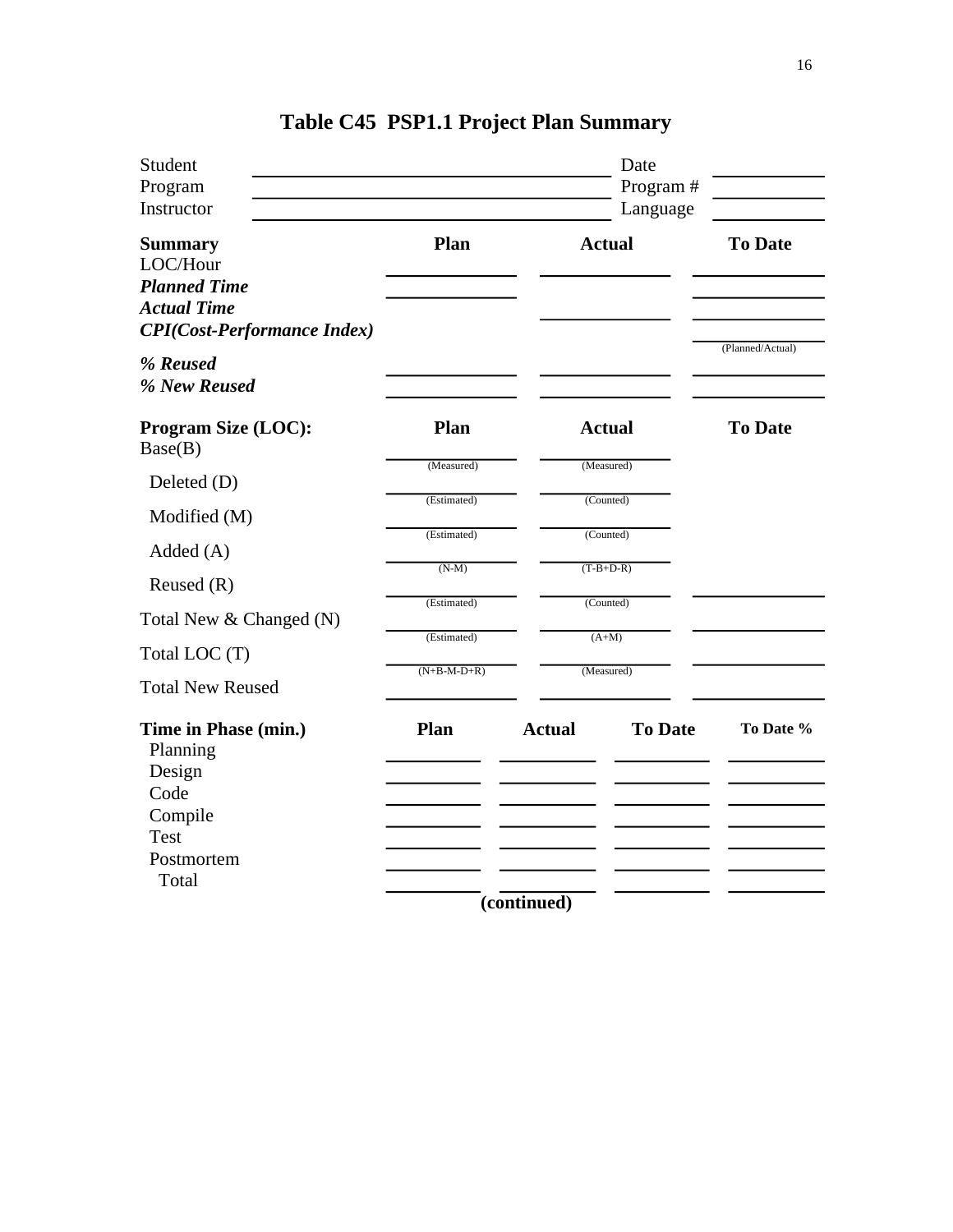## Table C45 PSP1.1 Project Plan Summary

| | | | |
|---|---|---|---|
| Student | | Date | |
| Program | | Program # | |
| Instructor | | Language | |

| **Summary** | **Plan** | **Actual** | **To Date** |
|---|---|---|---|
| LOC/Hour | | | |
| ***Planned Time*** | | | |
| ***Actual Time*** | | | |
| ***CPI(Cost-Performance Index)*** | | | (Planned/Actual) |
| ***% Reused*** | | | |
| ***% New Reused*** | | | |

| **Program Size (LOC):** | **Plan** | **Actual** | **To Date** |
|---|---|---|---|
| Base(B) | (Measured) | (Measured) | |
| Deleted (D) | (Estimated) | (Counted) | |
| Modified (M) | (Estimated) | (Counted) | |
| Added (A) | (N-M) | (T-B+D-R) | |
| Reused (R) | (Estimated) | (Counted) | |
| Total New & Changed (N) | (Estimated) | (A+M) | |
| Total LOC (T) | (N+B-M-D+R) | (Measured) | |
| Total New Reused | | | |

| **Time in Phase (min.)** | **Plan** | **Actual** | **To Date** | **To Date %** |
|---|---|---|---|---|
| Planning | | | | |
| Design | | | | |
| Code | | | | |
| Compile | | | | |
| Test | | | | |
| Postmortem | | | | |
| Total | | | | |

**(continued)**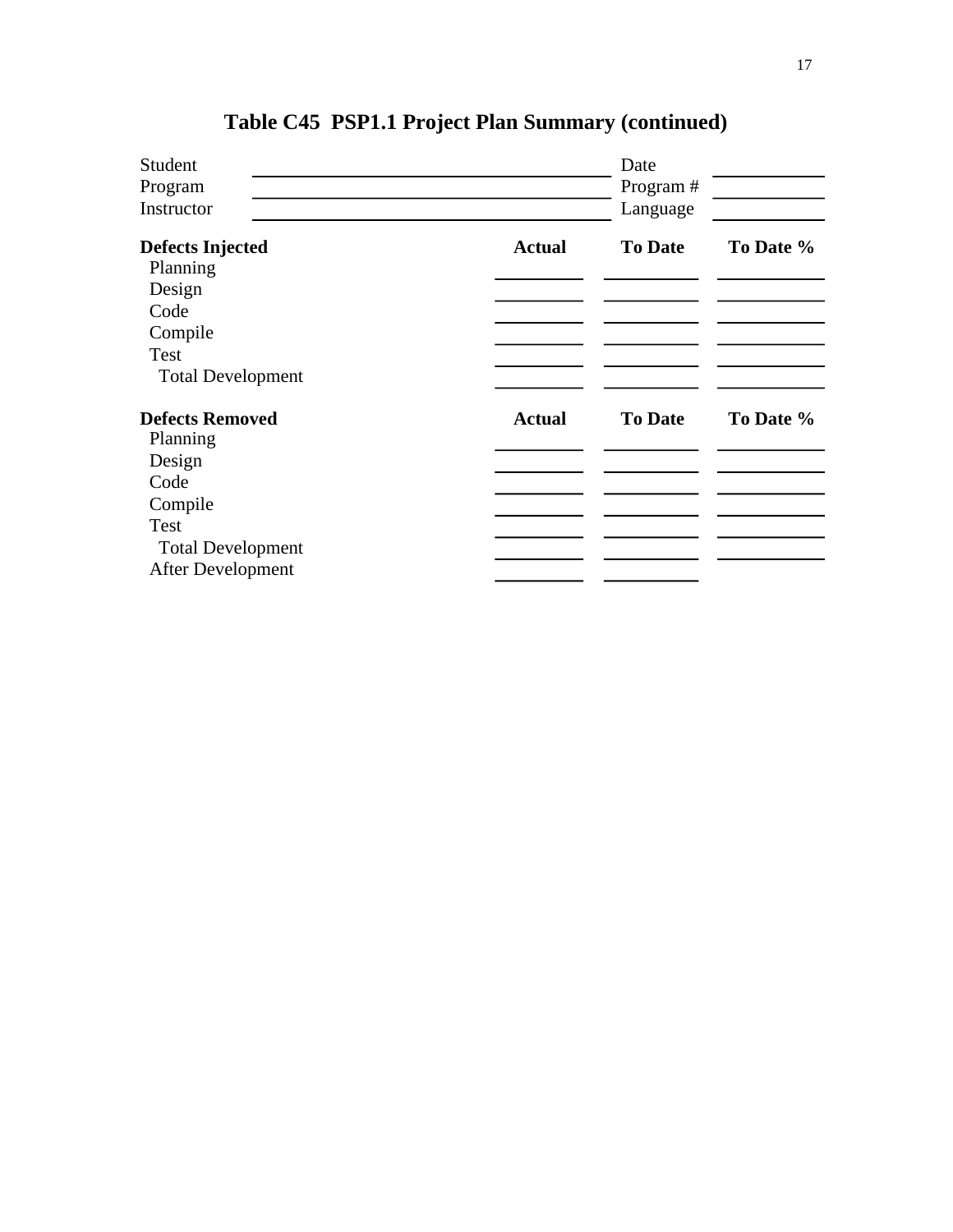# Table C45 PSP1.1 Project Plan Summary (continued)

| | | | |
|---|---|---|---|
| Student | | Date | |
| Program | | Program # | |
| Instructor | | Language | |

| **Defects Injected** | **Actual** | **To Date** | **To Date %** |
|---|---|---|---|
| Planning | | | |
| Design | | | |
| Code | | | |
| Compile | | | |
| Test | | | |
| Total Development | | | |

| **Defects Removed** | **Actual** | **To Date** | **To Date %** |
|---|---|---|---|
| Planning | | | |
| Design | | | |
| Code | | | |
| Compile | | | |
| Test | | | |
| Total Development | | | |
| After Development | | | |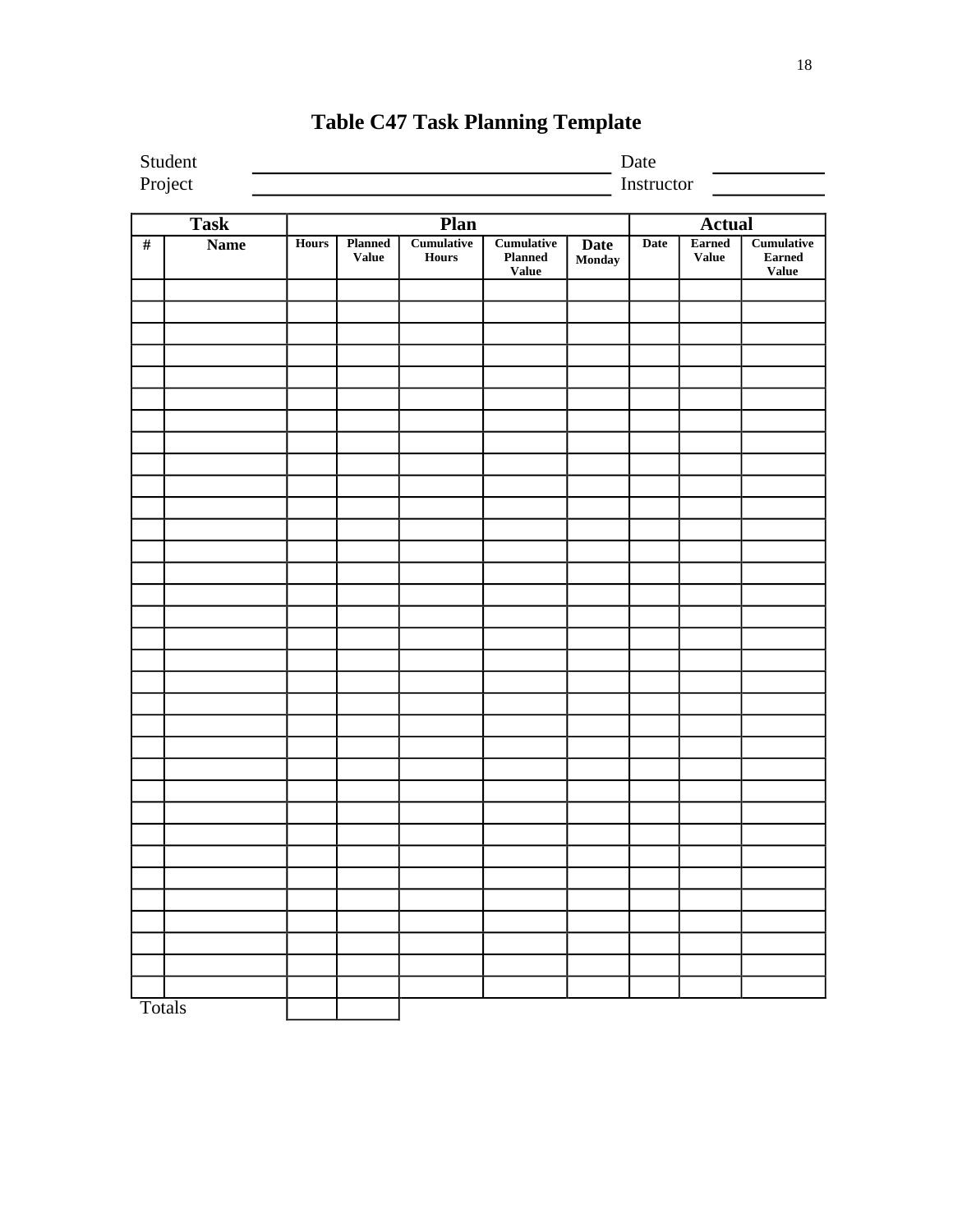# Table C47 Task Planning Template

Student ______________________________ Date __________

Project ______________________________ Instructor __________

| Task | | Plan | | | | | Actual | | |
|---|---|---|---|---|---|---|---|---|---|
| # | Name | Hours | Planned Value | Cumulative Hours | Cumulative Planned Value | Date Monday | Date | Earned Value | Cumulative Earned Value |
| | | | | | | | | | |
| | | | | | | | | | |
| | | | | | | | | | |
| | | | | | | | | | |
| | | | | | | | | | |
| | | | | | | | | | |
| | | | | | | | | | |
| | | | | | | | | | |
| | | | | | | | | | |
| | | | | | | | | | |
| | | | | | | | | | |
| | | | | | | | | | |
| | | | | | | | | | |
| | | | | | | | | | |
| | | | | | | | | | |
| | | | | | | | | | |
| | | | | | | | | | |
| | | | | | | | | | |
| | | | | | | | | | |
| | | | | | | | | | |
| | | | | | | | | | |
| | | | | | | | | | |
| | | | | | | | | | |
| | | | | | | | | | |
| | | | | | | | | | |
| | | | | | | | | | |
| | | | | | | | | | |
| | | | | | | | | | |
| | | | | | | | | | |
| | | | | | | | | | |
| | | | | | | | | | |
| | | | | | | | | | |
| | | | | | | | | | |
| Totals | | | | | | | | | |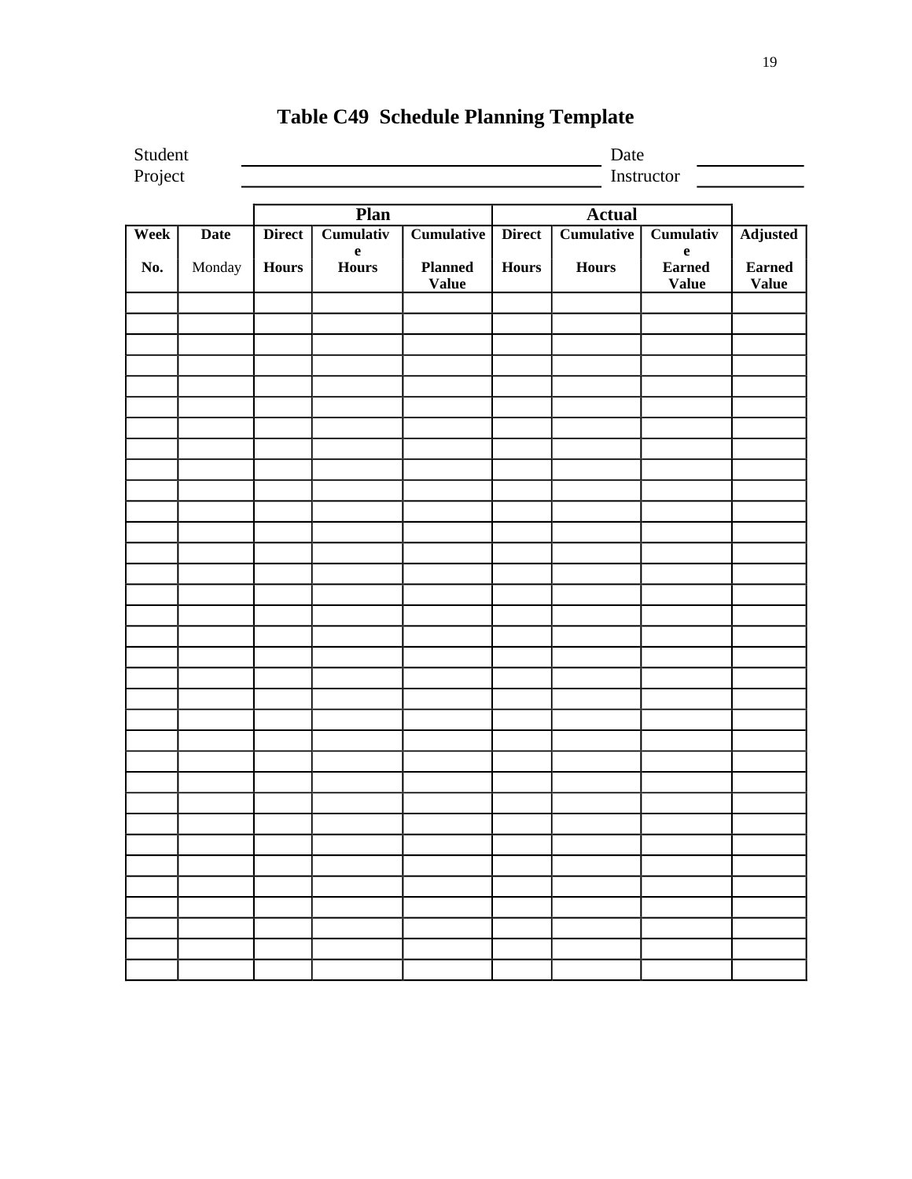# Table C49 Schedule Planning Template

| | | | |
|---|---|---|---|
| Student | | Date | |
| Project | | Instructor | |

| | | Plan | | | Actual | | | |
|---|---|---|---|---|---|---|---|---|
| **Week No.** | **Date** Monday | **Direct Hours** | **Cumulative Hours** | **Cumulative Planned Value** | **Direct Hours** | **Cumulative Hours** | **Cumulative Earned Value** | **Adjusted Earned Value** |
| | | | | | | | | |
| | | | | | | | | |
| | | | | | | | | |
| | | | | | | | | |
| | | | | | | | | |
| | | | | | | | | |
| | | | | | | | | |
| | | | | | | | | |
| | | | | | | | | |
| | | | | | | | | |
| | | | | | | | | |
| | | | | | | | | |
| | | | | | | | | |
| | | | | | | | | |
| | | | | | | | | |
| | | | | | | | | |
| | | | | | | | | |
| | | | | | | | | |
| | | | | | | | | |
| | | | | | | | | |
| | | | | | | | | |
| | | | | | | | | |
| | | | | | | | | |
| | | | | | | | | |
| | | | | | | | | |
| | | | | | | | | |
| | | | | | | | | |
| | | | | | | | | |
| | | | | | | | | |
| | | | | | | | | |
| | | | | | | | | |
| | | | | | | | | |
| | | | | | | | | |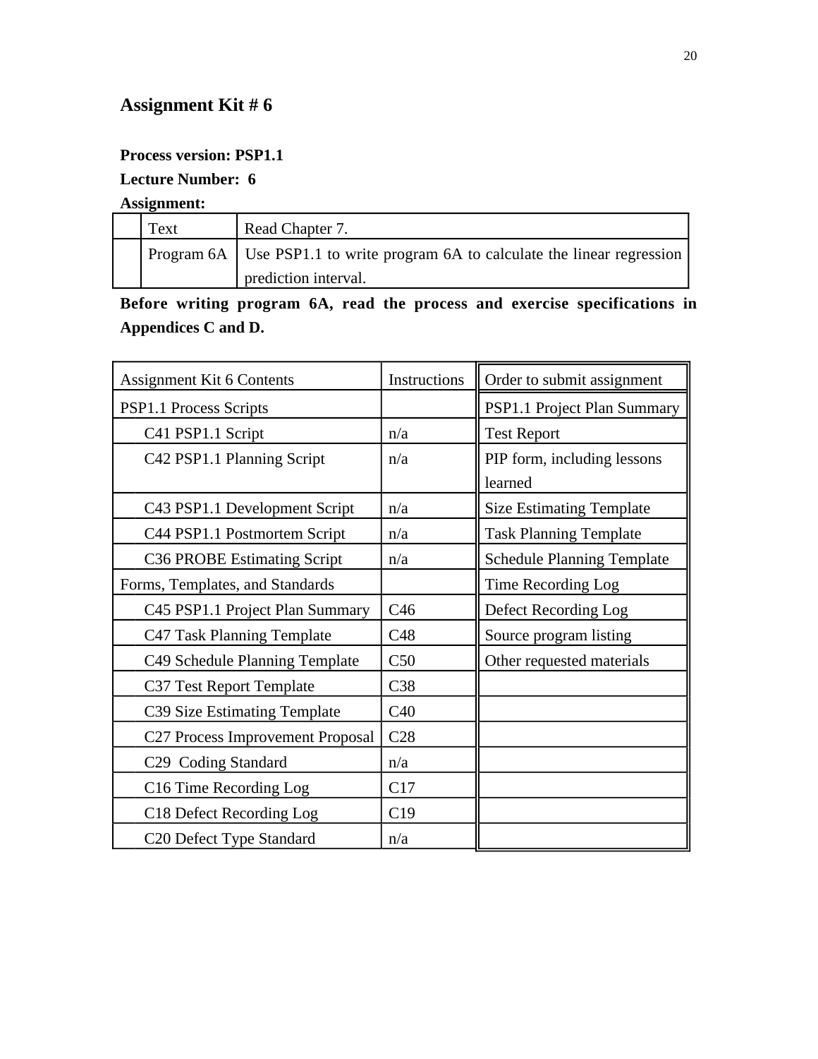## Assignment Kit # 6

**Process version: PSP1.1**

**Lecture Number: 6**

**Assignment:**

| | | |
|---|---|---|
| | Text | Read Chapter 7. |
| | Program 6A | Use PSP1.1 to write program 6A to calculate the linear regression prediction interval. |

**Before writing program 6A, read the process and exercise specifications in Appendices C and D.**

| Assignment Kit 6 Contents | Instructions | Order to submit assignment |
|---|---|---|
| PSP1.1 Process Scripts | | PSP1.1 Project Plan Summary |
| C41 PSP1.1 Script | n/a | Test Report |
| C42 PSP1.1 Planning Script | n/a | PIP form, including lessons learned |
| C43 PSP1.1 Development Script | n/a | Size Estimating Template |
| C44 PSP1.1 Postmortem Script | n/a | Task Planning Template |
| C36 PROBE Estimating Script | n/a | Schedule Planning Template |
| Forms, Templates, and Standards | | Time Recording Log |
| C45 PSP1.1 Project Plan Summary | C46 | Defect Recording Log |
| C47 Task Planning Template | C48 | Source program listing |
| C49 Schedule Planning Template | C50 | Other requested materials |
| C37 Test Report Template | C38 | |
| C39 Size Estimating Template | C40 | |
| C27 Process Improvement Proposal | C28 | |
| C29 Coding Standard | n/a | |
| C16 Time Recording Log | C17 | |
| C18 Defect Recording Log | C19 | |
| C20 Defect Type Standard | n/a | |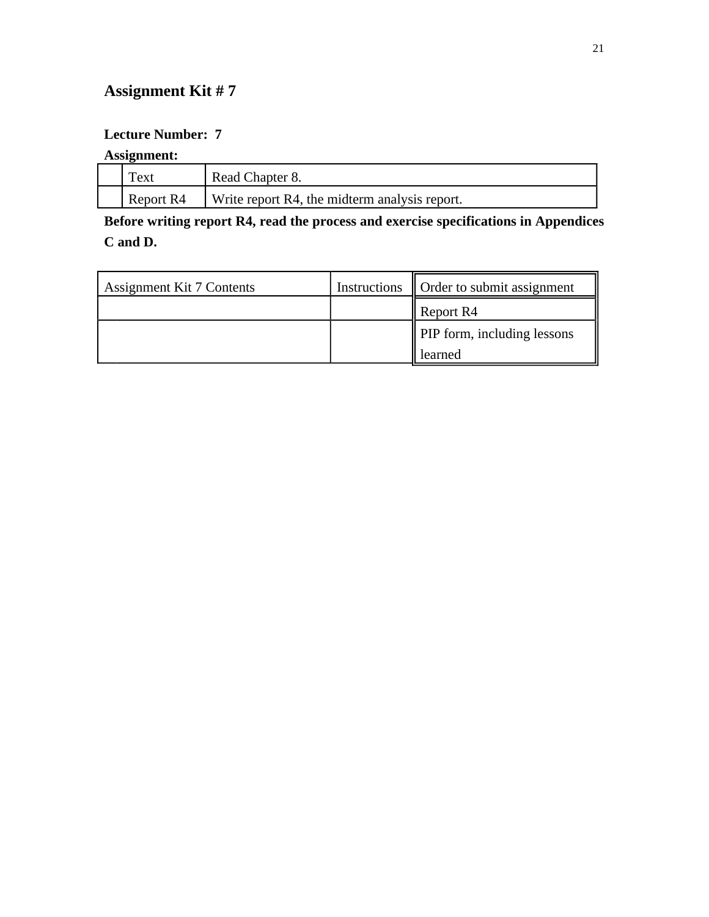## Assignment Kit # 7

**Lecture Number: 7**

**Assignment:**

| | | |
|---|---|---|
| | Text | Read Chapter 8. |
| | Report R4 | Write report R4, the midterm analysis report. |

**Before writing report R4, read the process and exercise specifications in Appendices C and D.**

| Assignment Kit 7 Contents | Instructions | Order to submit assignment |
|---|---|---|
| | | Report R4 |
| | | PIP form, including lessons learned |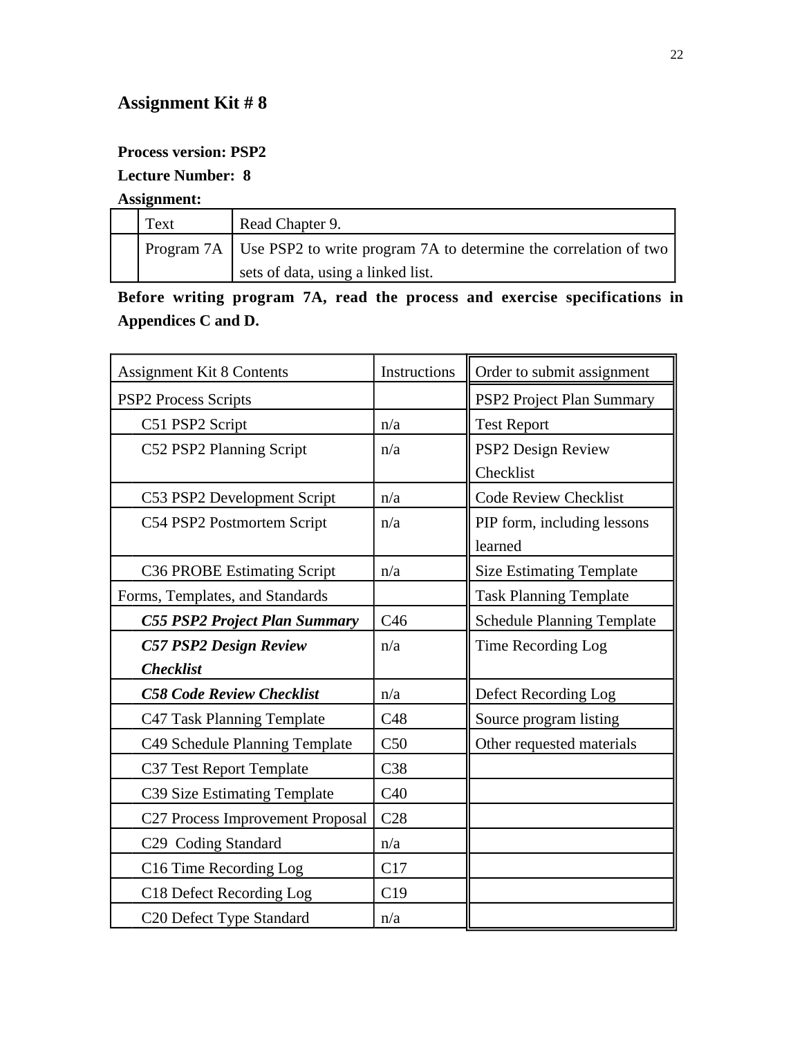## Assignment Kit # 8

**Process version: PSP2**

**Lecture Number: 8**

**Assignment:**

| | | |
|---|---|---|
| | Text | Read Chapter 9. |
| | Program 7A | Use PSP2 to write program 7A to determine the correlation of two sets of data, using a linked list. |

**Before writing program 7A, read the process and exercise specifications in Appendices C and D.**

| Assignment Kit 8 Contents | Instructions | Order to submit assignment |
|---|---|---|
| PSP2 Process Scripts | | PSP2 Project Plan Summary |
| C51 PSP2 Script | n/a | Test Report |
| C52 PSP2 Planning Script | n/a | PSP2 Design Review Checklist |
| C53 PSP2 Development Script | n/a | Code Review Checklist |
| C54 PSP2 Postmortem Script | n/a | PIP form, including lessons learned |
| C36 PROBE Estimating Script | n/a | Size Estimating Template |
| Forms, Templates, and Standards | | Task Planning Template |
| ***C55 PSP2 Project Plan Summary*** | C46 | Schedule Planning Template |
| ***C57 PSP2 Design Review Checklist*** | n/a | Time Recording Log |
| ***C58 Code Review Checklist*** | n/a | Defect Recording Log |
| C47 Task Planning Template | C48 | Source program listing |
| C49 Schedule Planning Template | C50 | Other requested materials |
| C37 Test Report Template | C38 | |
| C39 Size Estimating Template | C40 | |
| C27 Process Improvement Proposal | C28 | |
| C29 Coding Standard | n/a | |
| C16 Time Recording Log | C17 | |
| C18 Defect Recording Log | C19 | |
| C20 Defect Type Standard | n/a | |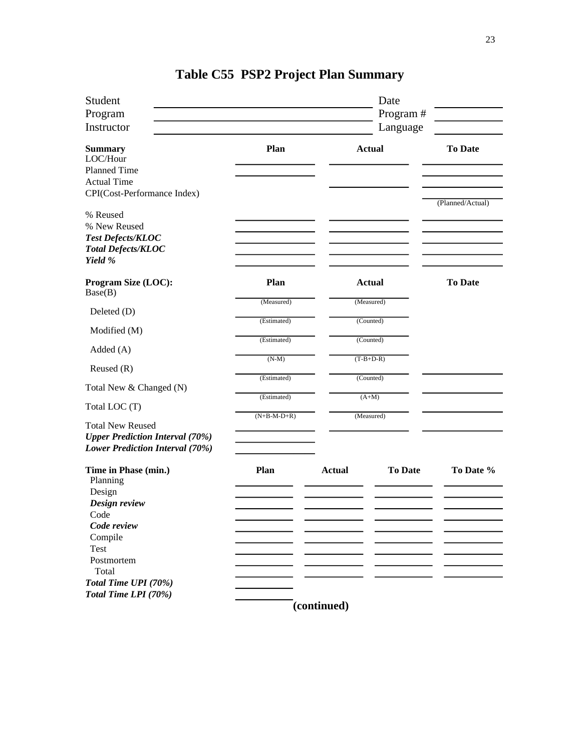# Table C55 PSP2 Project Plan Summary

| | | | |
|---|---|---|---|
| Student | | Date | |
| Program | | Program # | |
| Instructor | | Language | |

| **Summary** | **Plan** | **Actual** | **To Date** |
|---|---|---|---|
| LOC/Hour | | | |
| Planned Time | | | |
| Actual Time | | | |
| CPI(Cost-Performance Index) | | | (Planned/Actual) |
| % Reused | | | |
| % New Reused | | | |
| ***Test Defects/KLOC*** | | | |
| ***Total Defects/KLOC*** | | | |
| ***Yield %*** | | | |

| **Program Size (LOC):** | **Plan** | **Actual** | **To Date** |
|---|---|---|---|
| Base(B) | (Measured) | (Measured) | |
| Deleted (D) | (Estimated) | (Counted) | |
| Modified (M) | (Estimated) | (Counted) | |
| Added (A) | (N-M) | (T-B+D-R) | |
| Reused (R) | (Estimated) | (Counted) | |
| Total New & Changed (N) | (Estimated) | (A+M) | |
| Total LOC (T) | (N+B-M-D+R) | (Measured) | |
| Total New Reused | | | |
| ***Upper Prediction Interval (70%)*** | | | |
| ***Lower Prediction Interval (70%)*** | | | |

| **Time in Phase (min.)** | **Plan** | **Actual** | **To Date** | **To Date %** |
|---|---|---|---|---|
| Planning | | | | |
| Design | | | | |
| ***Design review*** | | | | |
| Code | | | | |
| ***Code review*** | | | | |
| Compile | | | | |
| Test | | | | |
| Postmortem | | | | |
| Total | | | | |
| ***Total Time UPI (70%)*** | | | | |
| ***Total Time LPI (70%)*** | | | | |

**(continued)**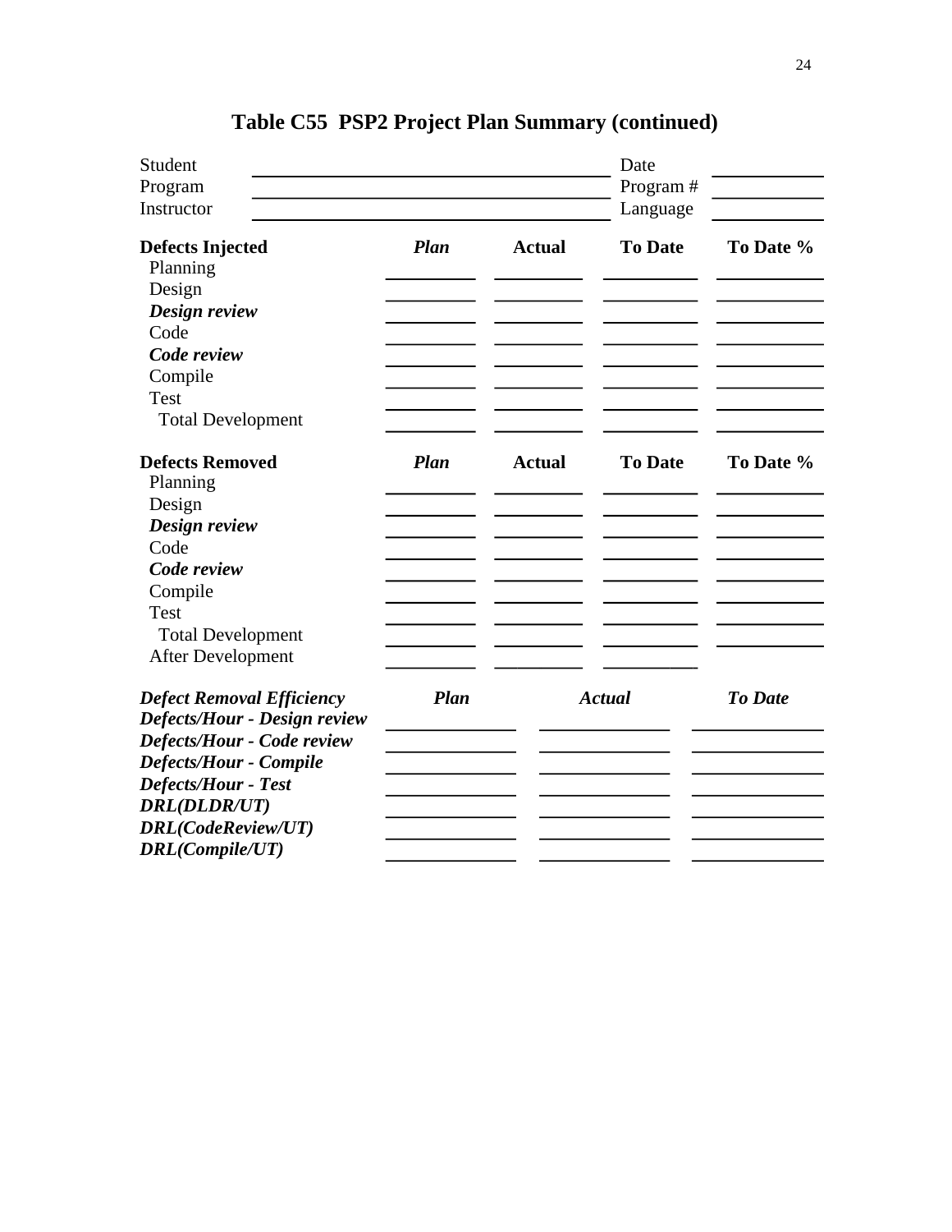# Table C55 PSP2 Project Plan Summary (continued)

| | | | |
|---|---|---|---|
| Student | | Date | |
| Program | | Program # | |
| Instructor | | Language | |

| **Defects Injected** | ***Plan*** | **Actual** | **To Date** | **To Date %** |
|---|---|---|---|---|
| Planning | | | | |
| Design | | | | |
| ***Design review*** | | | | |
| Code | | | | |
| ***Code review*** | | | | |
| Compile | | | | |
| Test | | | | |
| Total Development | | | | |

| **Defects Removed** | ***Plan*** | **Actual** | **To Date** | **To Date %** |
|---|---|---|---|---|
| Planning | | | | |
| Design | | | | |
| ***Design review*** | | | | |
| Code | | | | |
| ***Code review*** | | | | |
| Compile | | | | |
| Test | | | | |
| Total Development | | | | |
| After Development | | | | |

| ***Defect Removal Efficiency*** | ***Plan*** | ***Actual*** | ***To Date*** |
|---|---|---|---|
| ***Defects/Hour - Design review*** | | | |
| ***Defects/Hour - Code review*** | | | |
| ***Defects/Hour - Compile*** | | | |
| ***Defects/Hour - Test*** | | | |
| ***DRL(DLDR/UT)*** | | | |
| ***DRL(CodeReview/UT)*** | | | |
| ***DRL(Compile/UT)*** | | | |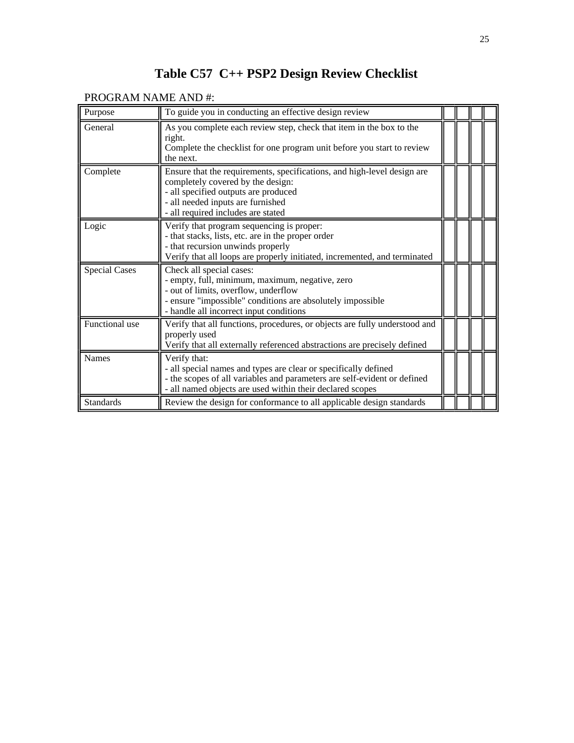# Table C57 C++ PSP2 Design Review Checklist

PROGRAM NAME AND #:

| | | | | | |
|---|---|---|---|---|---|
| Purpose | To guide you in conducting an effective design review | | | | |
| General | As you complete each review step, check that item in the box to the right.<br>Complete the checklist for one program unit before you start to review the next. | | | | |
| Complete | Ensure that the requirements, specifications, and high-level design are completely covered by the design:<br>- all specified outputs are produced<br>- all needed inputs are furnished<br>- all required includes are stated | | | | |
| Logic | Verify that program sequencing is proper:<br>- that stacks, lists, etc. are in the proper order<br>- that recursion unwinds properly<br>Verify that all loops are properly initiated, incremented, and terminated | | | | |
| Special Cases | Check all special cases:<br>- empty, full, minimum, maximum, negative, zero<br>- out of limits, overflow, underflow<br>- ensure "impossible" conditions are absolutely impossible<br>- handle all incorrect input conditions | | | | |
| Functional use | Verify that all functions, procedures, or objects are fully understood and properly used<br>Verify that all externally referenced abstractions are precisely defined | | | | |
| Names | Verify that:<br>- all special names and types are clear or specifically defined<br>- the scopes of all variables and parameters are self-evident or defined<br>- all named objects are used within their declared scopes | | | | |
| Standards | Review the design for conformance to all applicable design standards | | | | |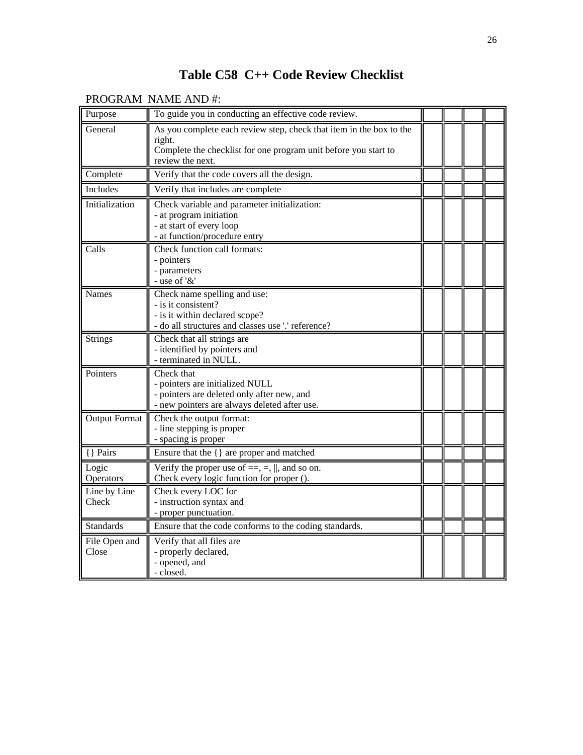# Table C58 C++ Code Review Checklist

PROGRAM NAME AND #:

| | | | | | |
|---|---|---|---|---|---|
| Purpose | To guide you in conducting an effective code review. | | | | |
| General | As you complete each review step, check that item in the box to the right.<br>Complete the checklist for one program unit before you start to review the next. | | | | |
| Complete | Verify that the code covers all the design. | | | | |
| Includes | Verify that includes are complete | | | | |
| Initialization | Check variable and parameter initialization:<br>- at program initiation<br>- at start of every loop<br>- at function/procedure entry | | | | |
| Calls | Check function call formats:<br>- pointers<br>- parameters<br>- use of '&' | | | | |
| Names | Check name spelling and use:<br>- is it consistent?<br>- is it within declared scope?<br>- do all structures and classes use '.' reference? | | | | |
| Strings | Check that all strings are<br>- identified by pointers and<br>- terminated in NULL. | | | | |
| Pointers | Check that<br>- pointers are initialized NULL<br>- pointers are deleted only after new, and<br>- new pointers are always deleted after use. | | | | |
| Output Format | Check the output format:<br>- line stepping is proper<br>- spacing is proper | | | | |
| {} Pairs | Ensure that the {} are proper and matched | | | | |
| Logic Operators | Verify the proper use of ==, =, \|\|, and so on.<br>Check every logic function for proper (). | | | | |
| Line by Line Check | Check every LOC for<br>- instruction syntax and<br>- proper punctuation. | | | | |
| Standards | Ensure that the code conforms to the coding standards. | | | | |
| File Open and Close | Verify that all files are<br>- properly declared,<br>- opened, and<br>- closed. | | | | |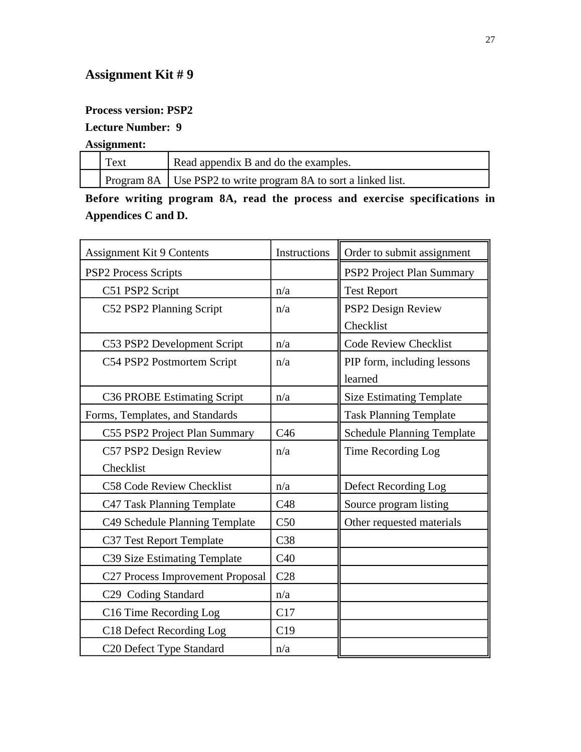## Assignment Kit # 9

**Process version: PSP2**

**Lecture Number: 9**

**Assignment:**

| | | |
|---|---|---|
| | Text | Read appendix B and do the examples. |
| | Program 8A | Use PSP2 to write program 8A to sort a linked list. |

**Before writing program 8A, read the process and exercise specifications in Appendices C and D.**

| Assignment Kit 9 Contents | Instructions | Order to submit assignment |
|---|---|---|
| PSP2 Process Scripts | | PSP2 Project Plan Summary |
| C51 PSP2 Script | n/a | Test Report |
| C52 PSP2 Planning Script | n/a | PSP2 Design Review Checklist |
| C53 PSP2 Development Script | n/a | Code Review Checklist |
| C54 PSP2 Postmortem Script | n/a | PIP form, including lessons learned |
| C36 PROBE Estimating Script | n/a | Size Estimating Template |
| Forms, Templates, and Standards | | Task Planning Template |
| C55 PSP2 Project Plan Summary | C46 | Schedule Planning Template |
| C57 PSP2 Design Review Checklist | n/a | Time Recording Log |
| C58 Code Review Checklist | n/a | Defect Recording Log |
| C47 Task Planning Template | C48 | Source program listing |
| C49 Schedule Planning Template | C50 | Other requested materials |
| C37 Test Report Template | C38 | |
| C39 Size Estimating Template | C40 | |
| C27 Process Improvement Proposal | C28 | |
| C29 Coding Standard | n/a | |
| C16 Time Recording Log | C17 | |
| C18 Defect Recording Log | C19 | |
| C20 Defect Type Standard | n/a | |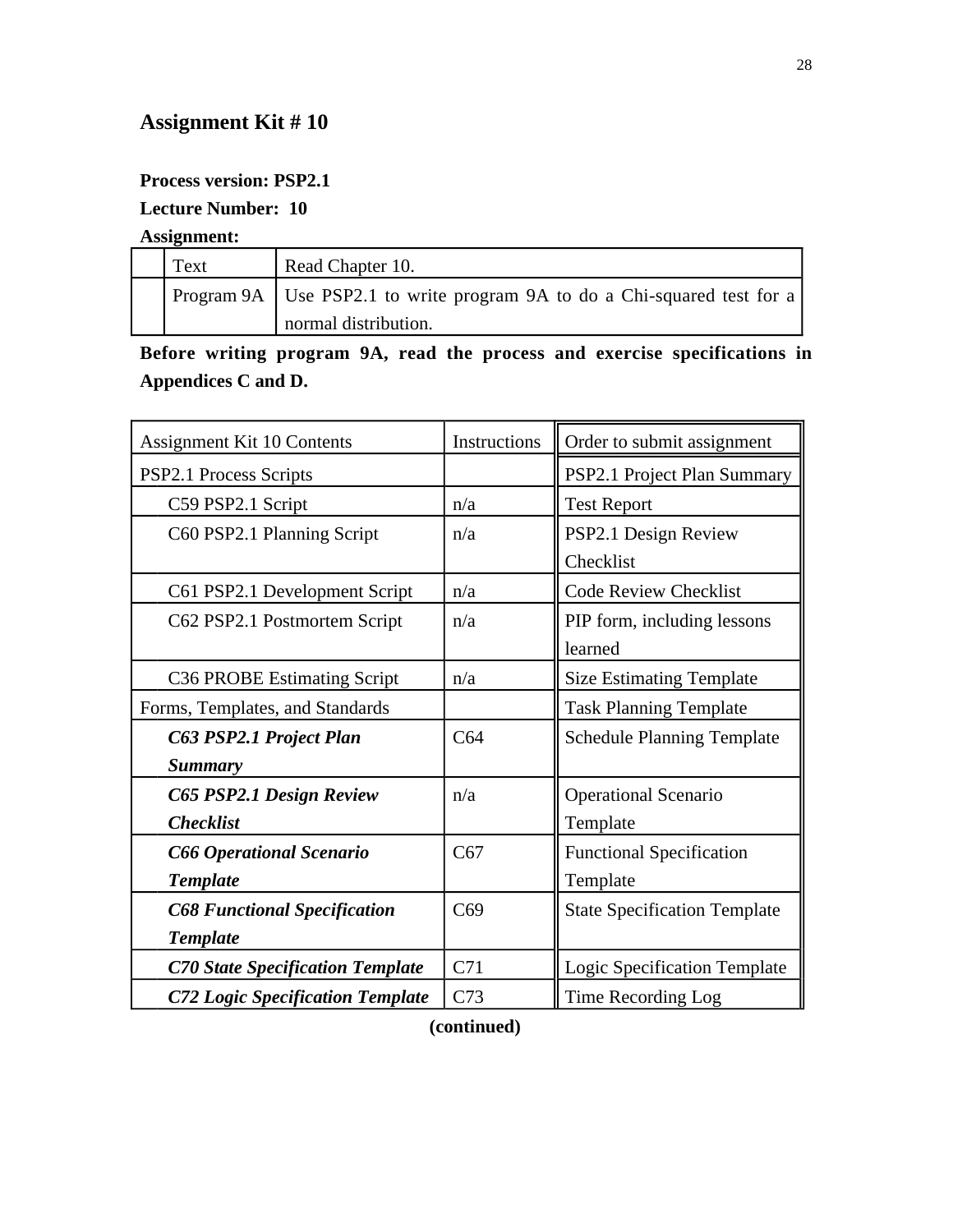## Assignment Kit # 10

**Process version: PSP2.1**

**Lecture Number: 10**

**Assignment:**

| | | |
|---|---|---|
| | Text | Read Chapter 10. |
| | Program 9A | Use PSP2.1 to write program 9A to do a Chi-squared test for a normal distribution. |

**Before writing program 9A, read the process and exercise specifications in Appendices C and D.**

| Assignment Kit 10 Contents | Instructions | Order to submit assignment |
|---|---|---|
| PSP2.1 Process Scripts | | PSP2.1 Project Plan Summary |
| C59 PSP2.1 Script | n/a | Test Report |
| C60 PSP2.1 Planning Script | n/a | PSP2.1 Design Review Checklist |
| C61 PSP2.1 Development Script | n/a | Code Review Checklist |
| C62 PSP2.1 Postmortem Script | n/a | PIP form, including lessons learned |
| C36 PROBE Estimating Script | n/a | Size Estimating Template |
| Forms, Templates, and Standards | | Task Planning Template |
| ***C63 PSP2.1 Project Plan Summary*** | C64 | Schedule Planning Template |
| ***C65 PSP2.1 Design Review Checklist*** | n/a | Operational Scenario Template |
| ***C66 Operational Scenario Template*** | C67 | Functional Specification Template |
| ***C68 Functional Specification Template*** | C69 | State Specification Template |
| ***C70 State Specification Template*** | C71 | Logic Specification Template |
| ***C72 Logic Specification Template*** | C73 | Time Recording Log |

**(continued)**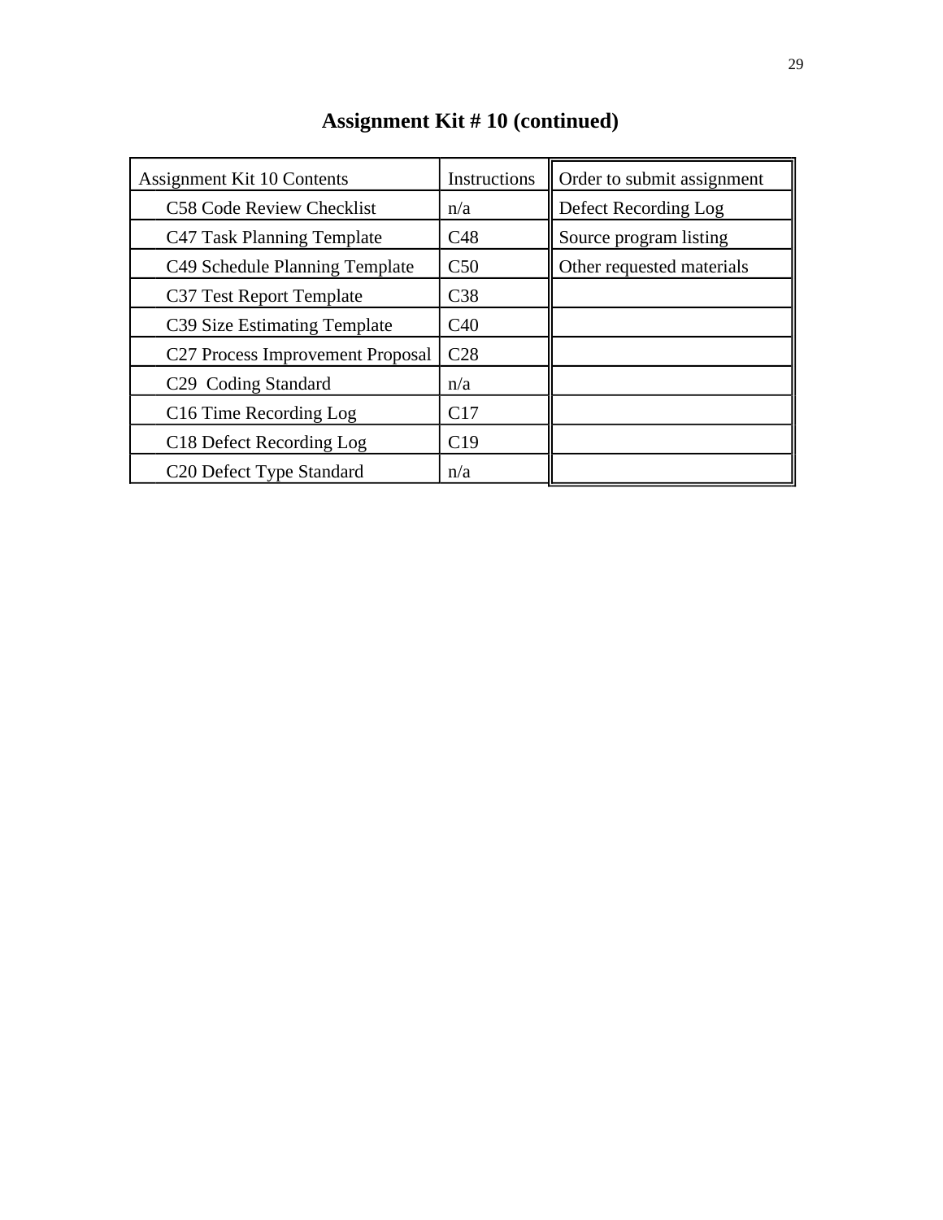# Assignment Kit # 10 (continued)

| Assignment Kit 10 Contents | Instructions | Order to submit assignment |
|---|---|---|
| C58 Code Review Checklist | n/a | Defect Recording Log |
| C47 Task Planning Template | C48 | Source program listing |
| C49 Schedule Planning Template | C50 | Other requested materials |
| C37 Test Report Template | C38 | |
| C39 Size Estimating Template | C40 | |
| C27 Process Improvement Proposal | C28 | |
| C29 Coding Standard | n/a | |
| C16 Time Recording Log | C17 | |
| C18 Defect Recording Log | C19 | |
| C20 Defect Type Standard | n/a | |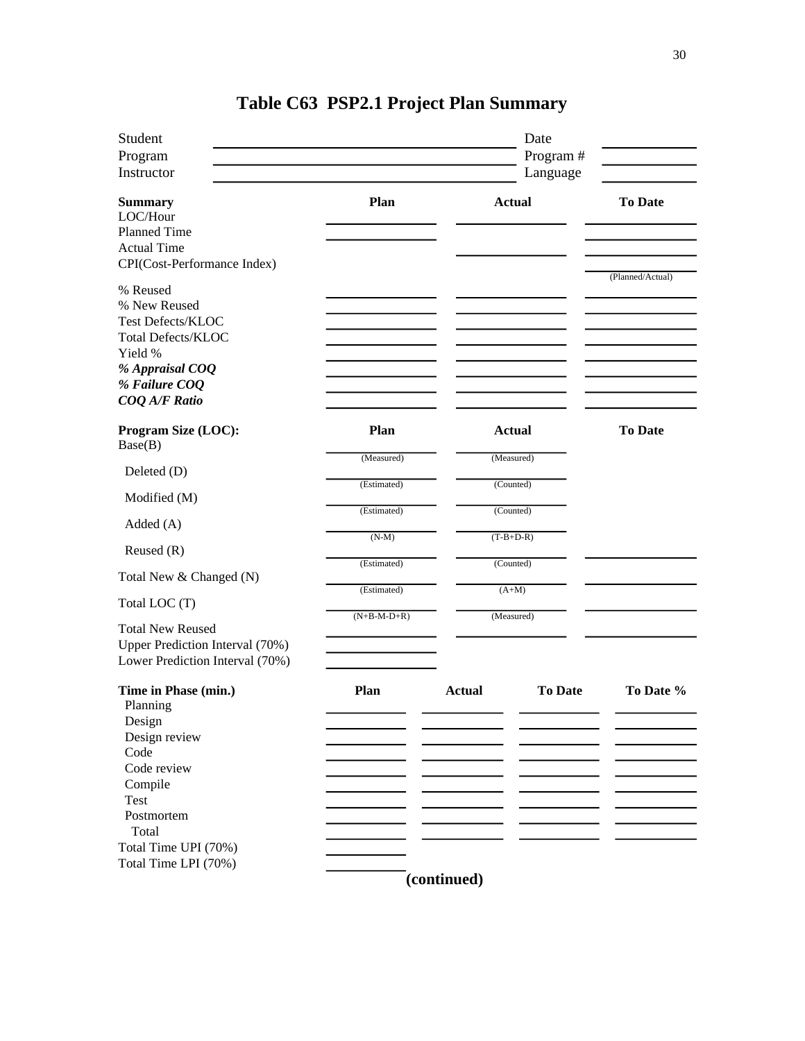# Table C63 PSP2.1 Project Plan Summary

| | | | |
|---|---|---|---|
| Student | | Date | |
| Program | | Program # | |
| Instructor | | Language | |

| **Summary** | **Plan** | **Actual** | **To Date** |
|---|---|---|---|
| LOC/Hour | | | |
| Planned Time | | | |
| Actual Time | | | |
| CPI(Cost-Performance Index) | | | (Planned/Actual) |
| % Reused | | | |
| % New Reused | | | |
| Test Defects/KLOC | | | |
| Total Defects/KLOC | | | |
| Yield % | | | |
| ***% Appraisal COQ*** | | | |
| ***% Failure COQ*** | | | |
| ***COQ A/F Ratio*** | | | |

| **Program Size (LOC):** | **Plan** | **Actual** | **To Date** |
|---|---|---|---|
| Base(B) | (Measured) | (Measured) | |
| Deleted (D) | (Estimated) | (Counted) | |
| Modified (M) | (Estimated) | (Counted) | |
| Added (A) | (N-M) | (T-B+D-R) | |
| Reused (R) | (Estimated) | (Counted) | |
| Total New & Changed (N) | (Estimated) | (A+M) | |
| Total LOC (T) | (N+B-M-D+R) | (Measured) | |
| Total New Reused | | | |
| Upper Prediction Interval (70%) | | | |
| Lower Prediction Interval (70%) | | | |

| **Time in Phase (min.)** | **Plan** | **Actual** | **To Date** | **To Date %** |
|---|---|---|---|---|
| Planning | | | | |
| Design | | | | |
| Design review | | | | |
| Code | | | | |
| Code review | | | | |
| Compile | | | | |
| Test | | | | |
| Postmortem | | | | |
| Total | | | | |
| Total Time UPI (70%) | | | | |
| Total Time LPI (70%) | | | | |

**(continued)**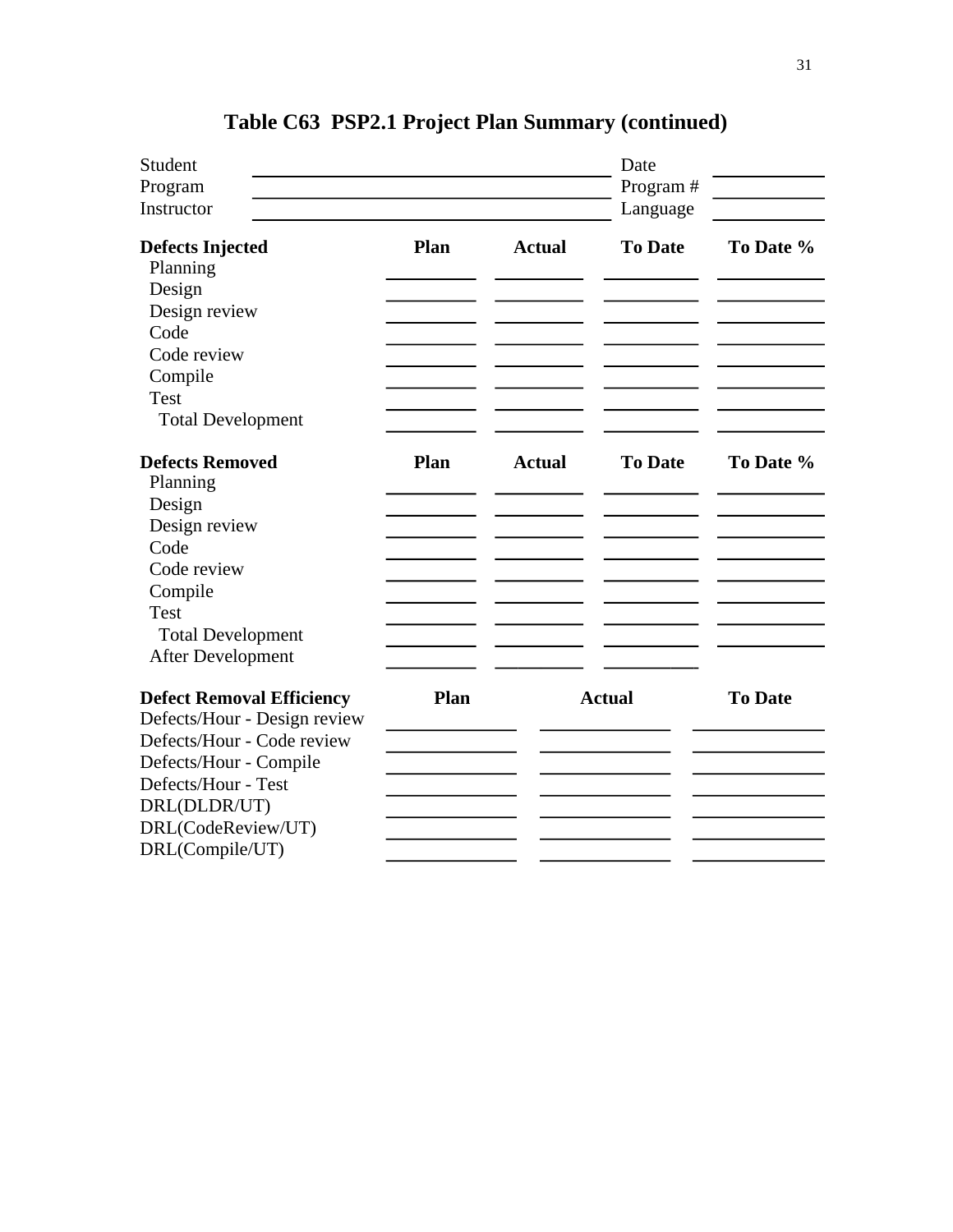# Table C63 PSP2.1 Project Plan Summary (continued)

| | | | |
|---|---|---|---|
| Student | | Date | |
| Program | | Program # | |
| Instructor | | Language | |

| **Defects Injected** | **Plan** | **Actual** | **To Date** | **To Date %** |
|---|---|---|---|---|
| Planning | | | | |
| Design | | | | |
| Design review | | | | |
| Code | | | | |
| Code review | | | | |
| Compile | | | | |
| Test | | | | |
| Total Development | | | | |

| **Defects Removed** | **Plan** | **Actual** | **To Date** | **To Date %** |
|---|---|---|---|---|
| Planning | | | | |
| Design | | | | |
| Design review | | | | |
| Code | | | | |
| Code review | | | | |
| Compile | | | | |
| Test | | | | |
| Total Development | | | | |
| After Development | | | | |

| **Defect Removal Efficiency** | **Plan** | **Actual** | **To Date** |
|---|---|---|---|
| Defects/Hour - Design review | | | |
| Defects/Hour - Code review | | | |
| Defects/Hour - Compile | | | |
| Defects/Hour - Test | | | |
| DRL(DLDR/UT) | | | |
| DRL(CodeReview/UT) | | | |
| DRL(Compile/UT) | | | |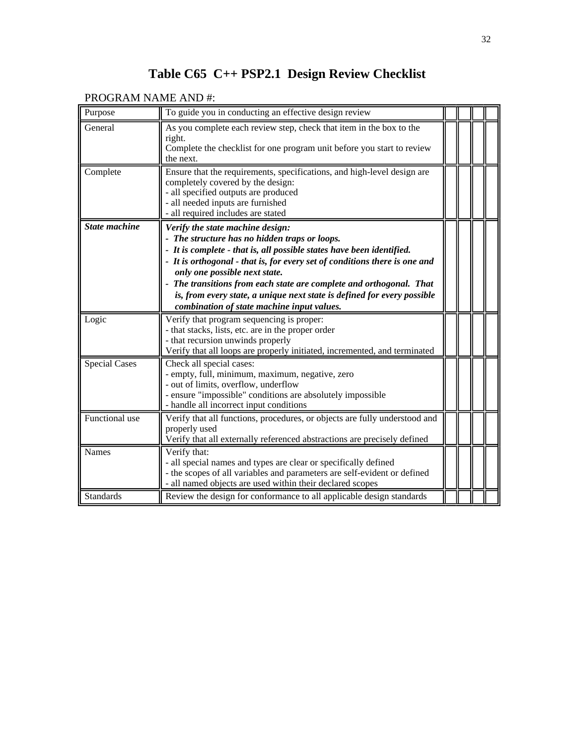# Table C65 C++ PSP2.1 Design Review Checklist

PROGRAM NAME AND #:

| | | | | | |
|---|---|---|---|---|---|
| Purpose | To guide you in conducting an effective design review | | | | |
| General | As you complete each review step, check that item in the box to the right.<br>Complete the checklist for one program unit before you start to review the next. | | | | |
| Complete | Ensure that the requirements, specifications, and high-level design are completely covered by the design:<br>- all specified outputs are produced<br>- all needed inputs are furnished<br>- all required includes are stated | | | | |
| ***State machine*** | ***Verify the state machine design:***<br>***- The structure has no hidden traps or loops.***<br>***- It is complete - that is, all possible states have been identified.***<br>***- It is orthogonal - that is, for every set of conditions there is one and only one possible next state.***<br>***- The transitions from each state are complete and orthogonal. That is, from every state, a unique next state is defined for every possible combination of state machine input values.*** | | | | |
| Logic | Verify that program sequencing is proper:<br>- that stacks, lists, etc. are in the proper order<br>- that recursion unwinds properly<br>Verify that all loops are properly initiated, incremented, and terminated | | | | |
| Special Cases | Check all special cases:<br>- empty, full, minimum, maximum, negative, zero<br>- out of limits, overflow, underflow<br>- ensure "impossible" conditions are absolutely impossible<br>- handle all incorrect input conditions | | | | |
| Functional use | Verify that all functions, procedures, or objects are fully understood and properly used<br>Verify that all externally referenced abstractions are precisely defined | | | | |
| Names | Verify that:<br>- all special names and types are clear or specifically defined<br>- the scopes of all variables and parameters are self-evident or defined<br>- all named objects are used within their declared scopes | | | | |
| Standards | Review the design for conformance to all applicable design standards | | | | |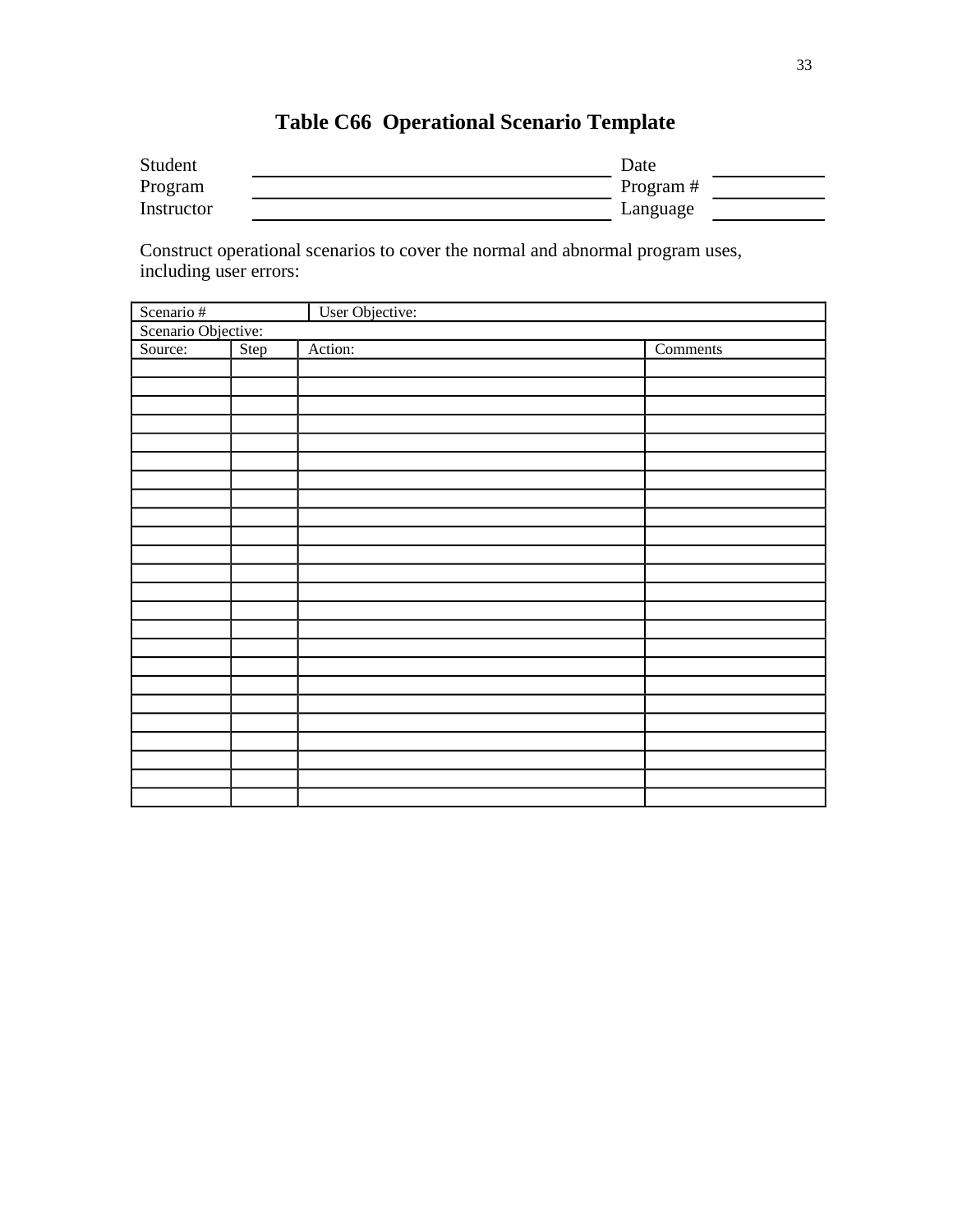# Table C66 Operational Scenario Template

| | | | |
|---|---|---|---|
| Student | | Date | |
| Program | | Program # | |
| Instructor | | Language | |

Construct operational scenarios to cover the normal and abnormal program uses, including user errors:

| Scenario # | | User Objective: | |
|---|---|---|---|
| Scenario Objective: | | | |
| Source: | Step | Action: | Comments |
| | | | |
| | | | |
| | | | |
| | | | |
| | | | |
| | | | |
| | | | |
| | | | |
| | | | |
| | | | |
| | | | |
| | | | |
| | | | |
| | | | |
| | | | |
| | | | |
| | | | |
| | | | |
| | | | |
| | | | |
| | | | |
| | | | |
| | | | |
| | | | |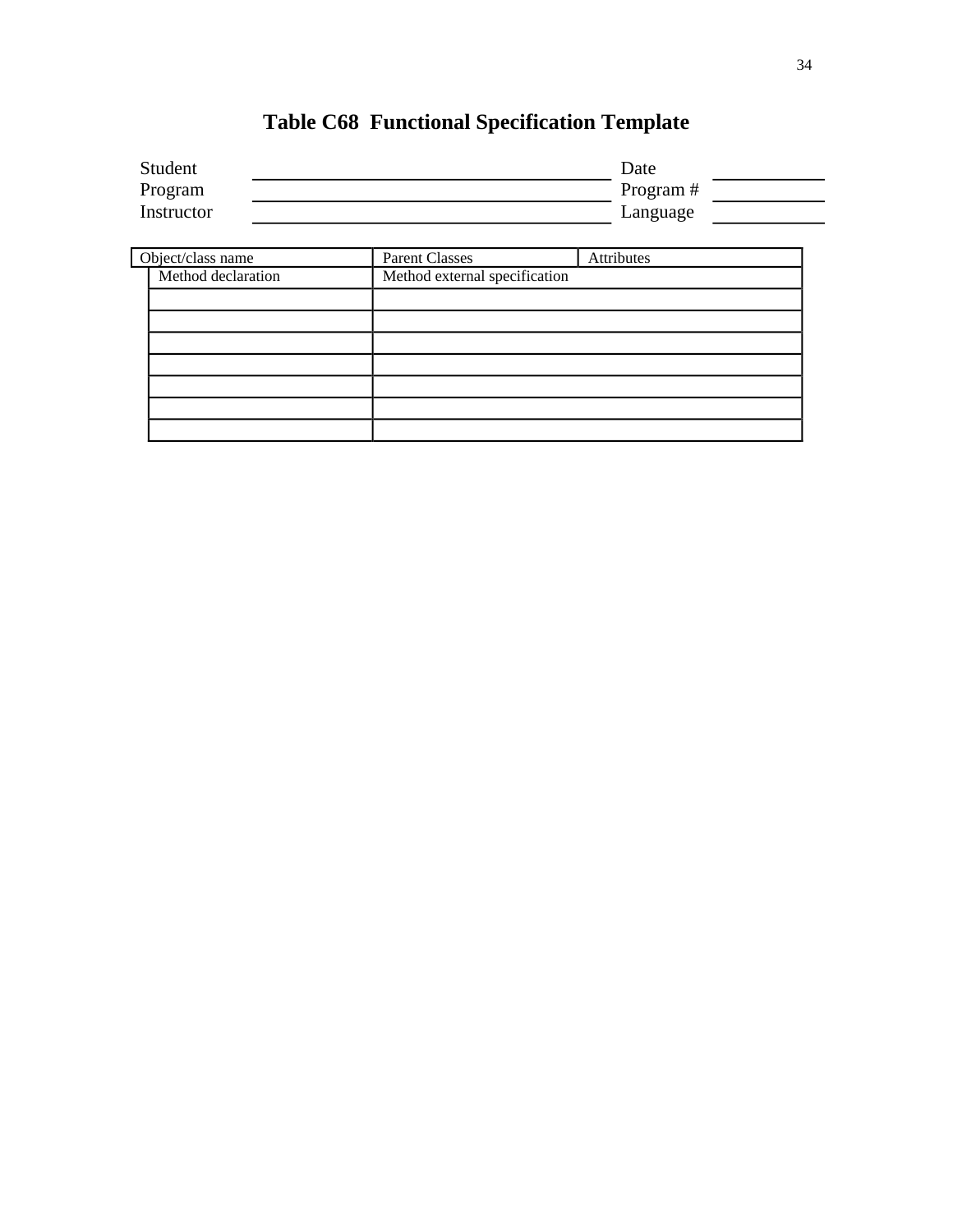# Table C68 Functional Specification Template

| | | | |
|---|---|---|---|
| Student | | Date | |
| Program | | Program # | |
| Instructor | | Language | |

| Object/class name | Parent Classes | Attributes |
|---|---|---|
| Method declaration | Method external specification | |
| | | |
| | | |
| | | |
| | | |
| | | |
| | | |
| | | |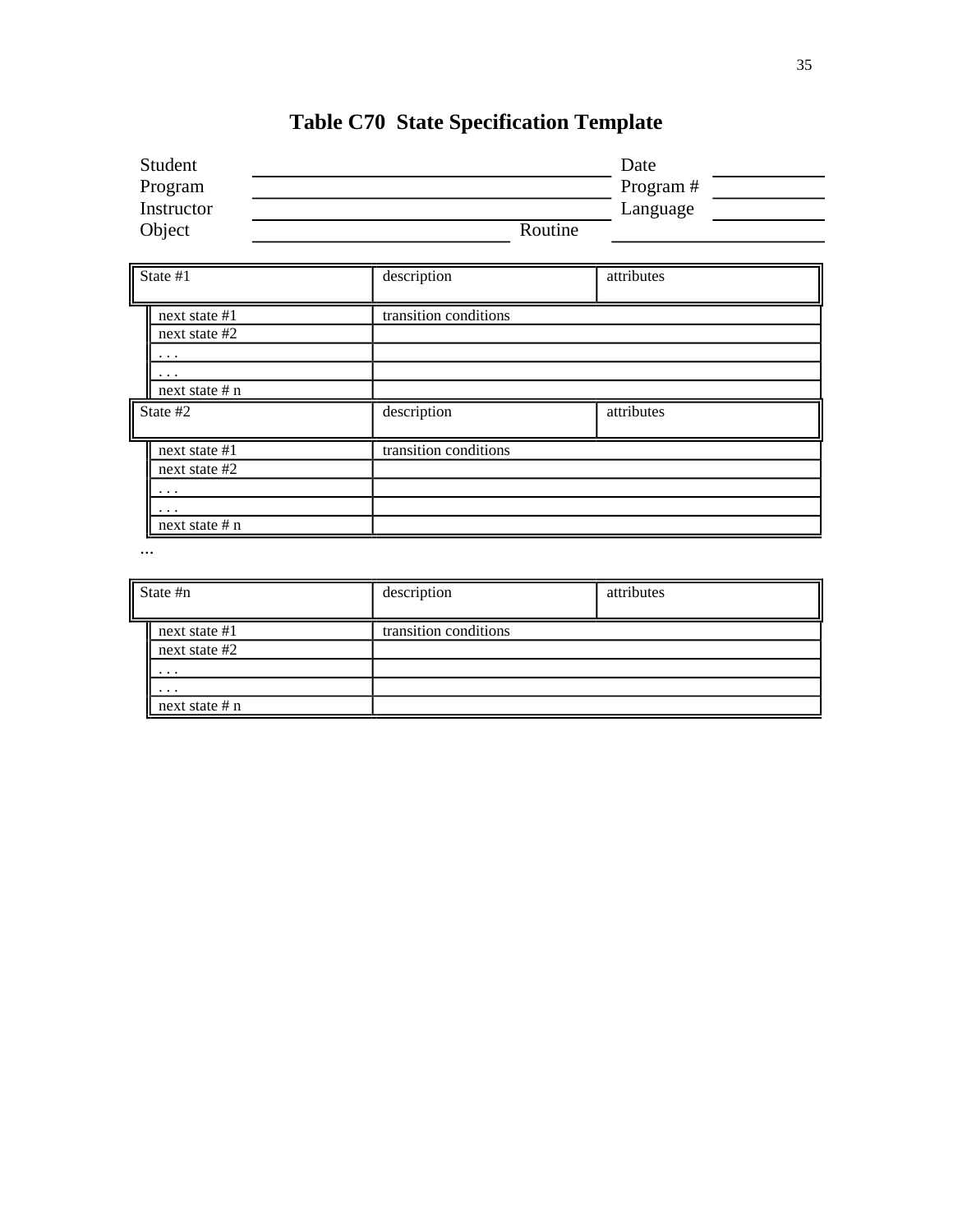# Table C70 State Specification Template

| | | | |
|---|---|---|---|
| Student | | Date | |
| Program | | Program # | |
| Instructor | | Language | |
| Object | | Routine | |

| State #1 | description | attributes |
|---|---|---|
| next state #1 | transition conditions | |
| next state #2 | | |
| . . . | | |
| . . . | | |
| next state # n | | |
| State #2 | description | attributes |
| next state #1 | transition conditions | |
| next state #2 | | |
| . . . | | |
| . . . | | |
| next state # n | | |

...

| State #n | description | attributes |
|---|---|---|
| next state #1 | transition conditions | |
| next state #2 | | |
| . . . | | |
| . . . | | |
| next state # n | | |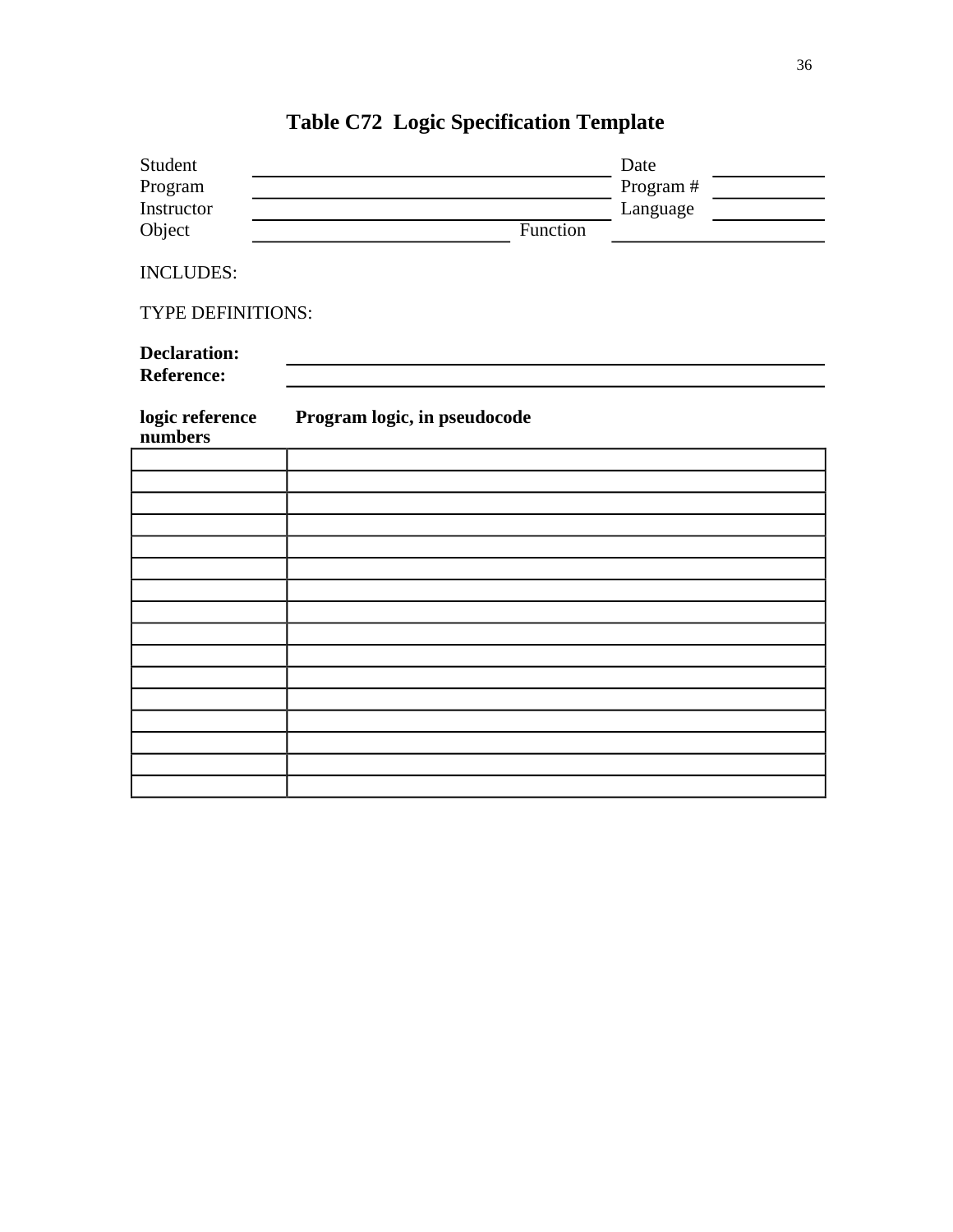# Table C72 Logic Specification Template

| | | | |
|---|---|---|---|
| Student | | Date | |
| Program | | Program # | |
| Instructor | | Language | |
| Object | | Function | |

INCLUDES:

TYPE DEFINITIONS:

**Declaration:** ________________________________

**Reference:** ________________________________

| **logic reference numbers** | **Program logic, in pseudocode** |
|---|---|
| | |
| | |
| | |
| | |
| | |
| | |
| | |
| | |
| | |
| | |
| | |
| | |
| | |
| | |
| | |
| | |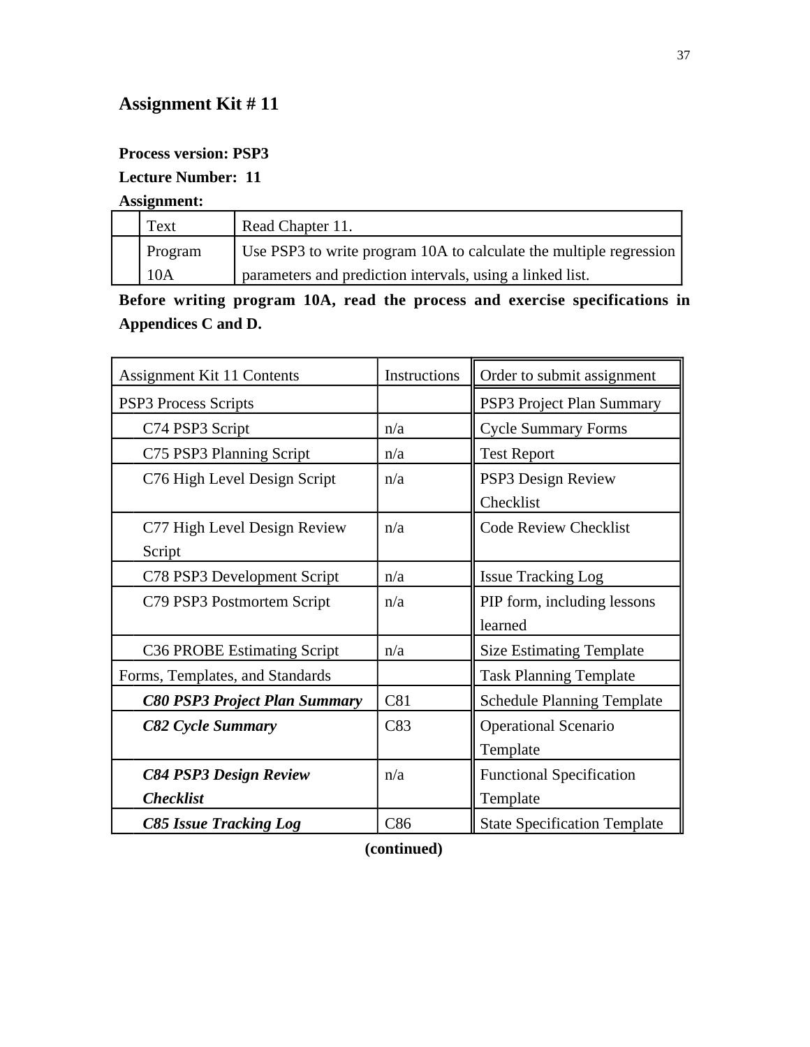## Assignment Kit # 11

**Process version: PSP3**

**Lecture Number: 11**

**Assignment:**

| | | |
|---|---|---|
| | Text | Read Chapter 11. |
| | Program 10A | Use PSP3 to write program 10A to calculate the multiple regression parameters and prediction intervals, using a linked list. |

**Before writing program 10A, read the process and exercise specifications in Appendices C and D.**

| Assignment Kit 11 Contents | Instructions | Order to submit assignment |
|---|---|---|
| PSP3 Process Scripts | | PSP3 Project Plan Summary |
| C74 PSP3 Script | n/a | Cycle Summary Forms |
| C75 PSP3 Planning Script | n/a | Test Report |
| C76 High Level Design Script | n/a | PSP3 Design Review Checklist |
| C77 High Level Design Review Script | n/a | Code Review Checklist |
| C78 PSP3 Development Script | n/a | Issue Tracking Log |
| C79 PSP3 Postmortem Script | n/a | PIP form, including lessons learned |
| C36 PROBE Estimating Script | n/a | Size Estimating Template |
| Forms, Templates, and Standards | | Task Planning Template |
| ***C80 PSP3 Project Plan Summary*** | C81 | Schedule Planning Template |
| ***C82 Cycle Summary*** | C83 | Operational Scenario Template |
| ***C84 PSP3 Design Review Checklist*** | n/a | Functional Specification Template |
| ***C85 Issue Tracking Log*** | C86 | State Specification Template |

**(continued)**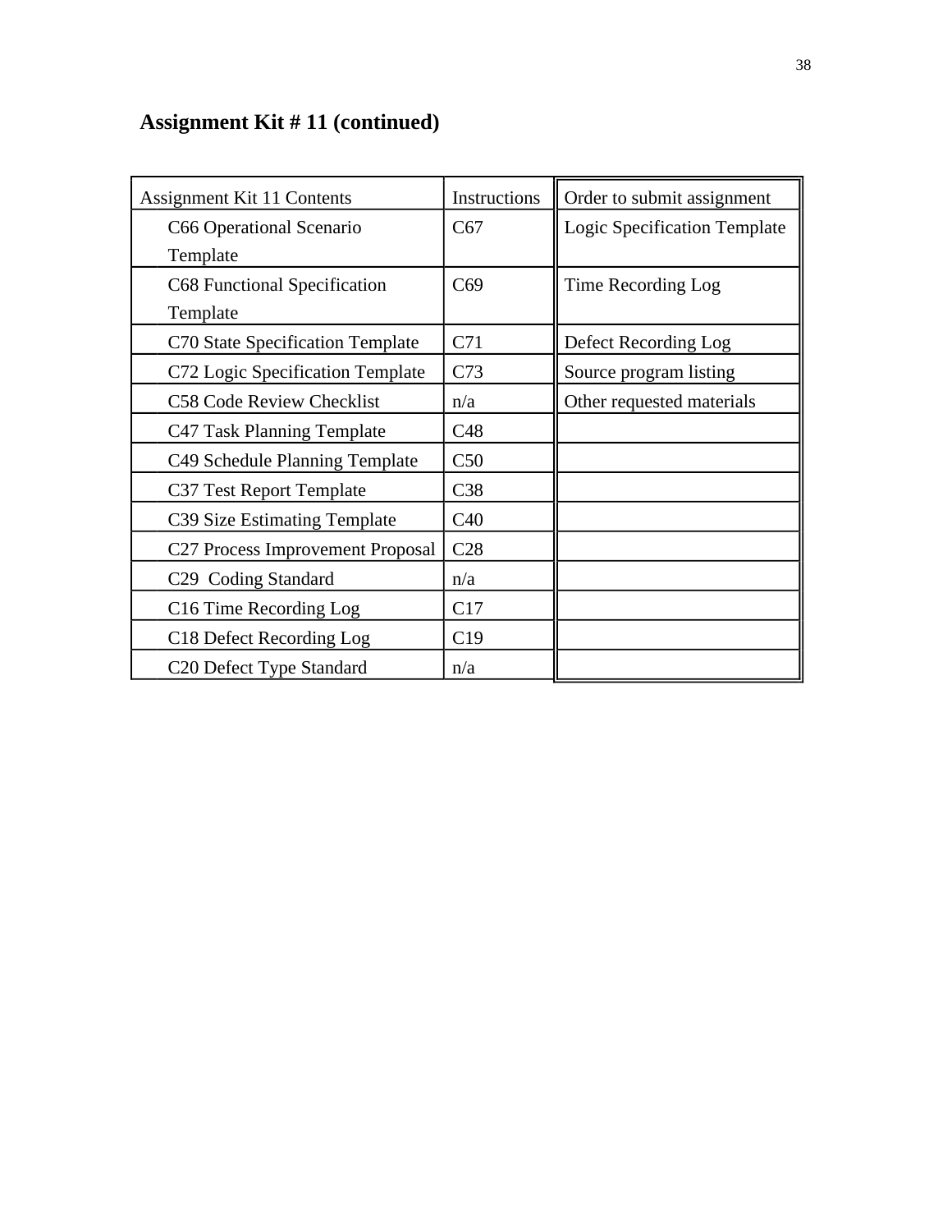## Assignment Kit # 11 (continued)

| Assignment Kit 11 Contents | Instructions | Order to submit assignment |
|---|---|---|
| C66 Operational Scenario Template | C67 | Logic Specification Template |
| C68 Functional Specification Template | C69 | Time Recording Log |
| C70 State Specification Template | C71 | Defect Recording Log |
| C72 Logic Specification Template | C73 | Source program listing |
| C58 Code Review Checklist | n/a | Other requested materials |
| C47 Task Planning Template | C48 | |
| C49 Schedule Planning Template | C50 | |
| C37 Test Report Template | C38 | |
| C39 Size Estimating Template | C40 | |
| C27 Process Improvement Proposal | C28 | |
| C29 Coding Standard | n/a | |
| C16 Time Recording Log | C17 | |
| C18 Defect Recording Log | C19 | |
| C20 Defect Type Standard | n/a | |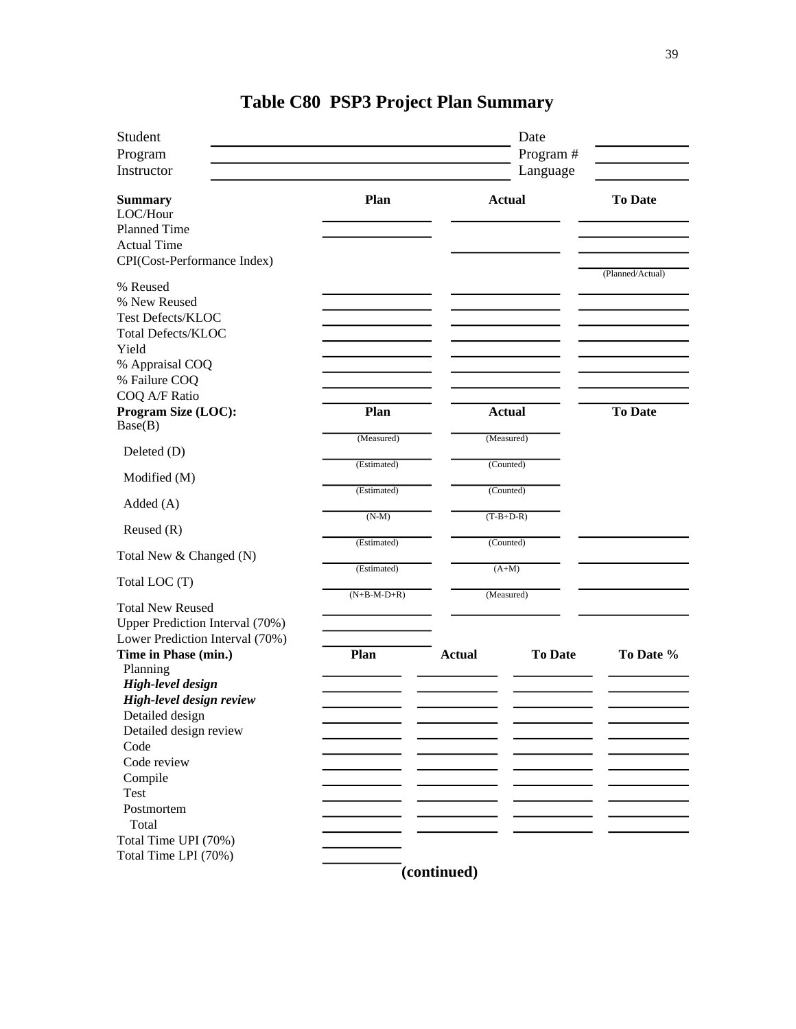# Table C80 PSP3 Project Plan Summary

| | | | |
|---|---|---|---|
| Student | | Date | |
| Program | | Program # | |
| Instructor | | Language | |

| **Summary** | **Plan** | **Actual** | **To Date** |
|---|---|---|---|
| LOC/Hour | | | |
| Planned Time | | | |
| Actual Time | | | |
| CPI(Cost-Performance Index) | | | (Planned/Actual) |
| % Reused | | | |
| % New Reused | | | |
| Test Defects/KLOC | | | |
| Total Defects/KLOC | | | |
| Yield | | | |
| % Appraisal COQ | | | |
| % Failure COQ | | | |
| COQ A/F Ratio | | | |

| **Program Size (LOC):** | **Plan** | **Actual** | **To Date** |
|---|---|---|---|
| Base(B) | (Measured) | (Measured) | |
| Deleted (D) | (Estimated) | (Counted) | |
| Modified (M) | (Estimated) | (Counted) | |
| Added (A) | (N-M) | (T-B+D-R) | |
| Reused (R) | (Estimated) | (Counted) | |
| Total New & Changed (N) | (Estimated) | (A+M) | |
| Total LOC (T) | (N+B-M-D+R) | (Measured) | |
| Total New Reused | | | |
| Upper Prediction Interval (70%) | | | |
| Lower Prediction Interval (70%) | | | |

| **Time in Phase (min.)** | **Plan** | **Actual** | **To Date** | **To Date %** |
|---|---|---|---|---|
| Planning | | | | |
| ***High-level design*** | | | | |
| ***High-level design review*** | | | | |
| Detailed design | | | | |
| Detailed design review | | | | |
| Code | | | | |
| Code review | | | | |
| Compile | | | | |
| Test | | | | |
| Postmortem | | | | |
| Total | | | | |
| Total Time UPI (70%) | | | | |
| Total Time LPI (70%) | | | | |

**(continued)**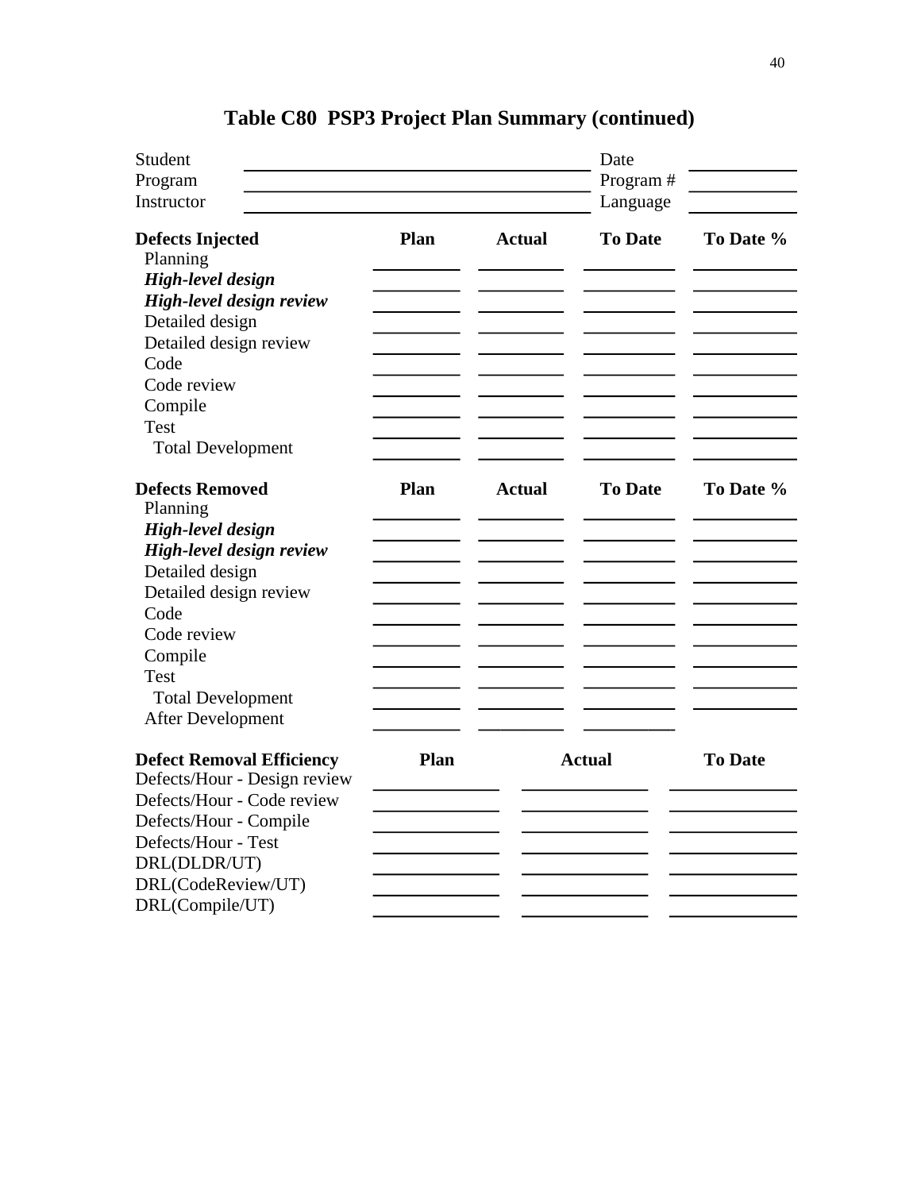**Table C80 PSP3 Project Plan Summary (continued)**

| | | | |
|---|---|---|---|
| Student | | Date | |
| Program | | Program # | |
| Instructor | | Language | |

| **Defects Injected** | **Plan** | **Actual** | **To Date** | **To Date %** |
|---|---|---|---|---|
| Planning | | | | |
| ***High-level design*** | | | | |
| ***High-level design review*** | | | | |
| Detailed design | | | | |
| Detailed design review | | | | |
| Code | | | | |
| Code review | | | | |
| Compile | | | | |
| Test | | | | |
| Total Development | | | | |

| **Defects Removed** | **Plan** | **Actual** | **To Date** | **To Date %** |
|---|---|---|---|---|
| Planning | | | | |
| ***High-level design*** | | | | |
| ***High-level design review*** | | | | |
| Detailed design | | | | |
| Detailed design review | | | | |
| Code | | | | |
| Code review | | | | |
| Compile | | | | |
| Test | | | | |
| Total Development | | | | |
| After Development | | | | |

| **Defect Removal Efficiency** | **Plan** | **Actual** | **To Date** |
|---|---|---|---|
| Defects/Hour - Design review | | | |
| Defects/Hour - Code review | | | |
| Defects/Hour - Compile | | | |
| Defects/Hour - Test | | | |
| DRL(DLDR/UT) | | | |
| DRL(CodeReview/UT) | | | |
| DRL(Compile/UT) | | | |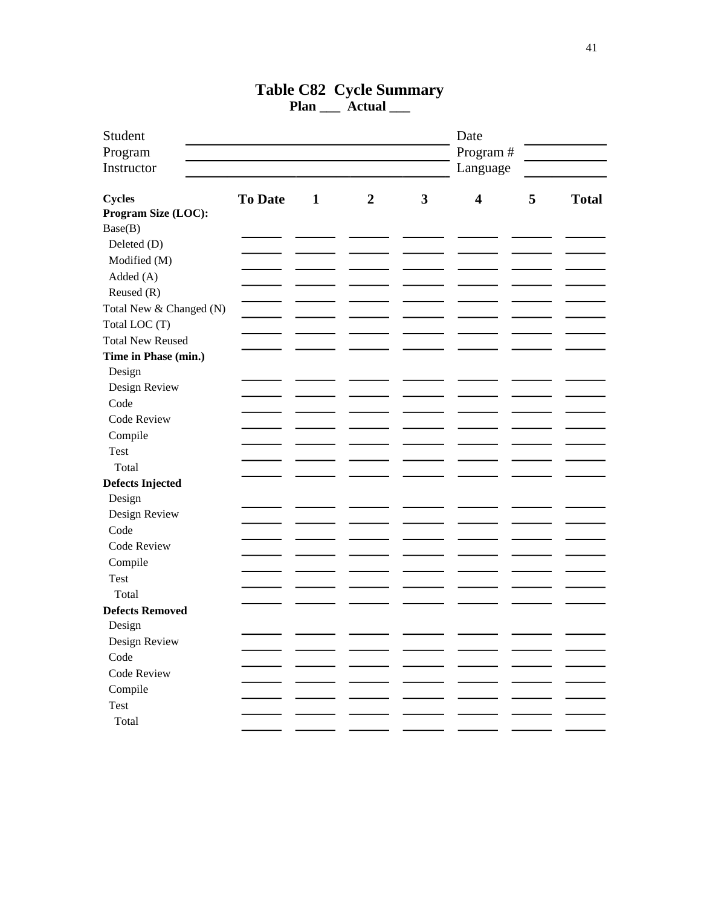# Table C82 Cycle Summary

**Plan \_\_\_ Actual \_\_\_**

| | | | |
|---|---|---|---|
| Student | \_\_\_\_\_\_\_\_\_\_\_\_\_\_\_\_\_\_\_\_ | Date | \_\_\_\_\_\_\_\_ |
| Program | \_\_\_\_\_\_\_\_\_\_\_\_\_\_\_\_\_\_\_\_ | Program # | \_\_\_\_\_\_\_\_ |
| Instructor | \_\_\_\_\_\_\_\_\_\_\_\_\_\_\_\_\_\_\_\_ | Language | \_\_\_\_\_\_\_\_ |

| Cycles | To Date | 1 | 2 | 3 | 4 | 5 | Total |
|---|---|---|---|---|---|---|---|
| **Program Size (LOC):** | | | | | | | |
| Base(B) | | | | | | | |
| Deleted (D) | | | | | | | |
| Modified (M) | | | | | | | |
| Added (A) | | | | | | | |
| Reused (R) | | | | | | | |
| Total New & Changed (N) | | | | | | | |
| Total LOC (T) | | | | | | | |
| Total New Reused | | | | | | | |
| **Time in Phase (min.)** | | | | | | | |
| Design | | | | | | | |
| Design Review | | | | | | | |
| Code | | | | | | | |
| Code Review | | | | | | | |
| Compile | | | | | | | |
| Test | | | | | | | |
| Total | | | | | | | |
| **Defects Injected** | | | | | | | |
| Design | | | | | | | |
| Design Review | | | | | | | |
| Code | | | | | | | |
| Code Review | | | | | | | |
| Compile | | | | | | | |
| Test | | | | | | | |
| Total | | | | | | | |
| **Defects Removed** | | | | | | | |
| Design | | | | | | | |
| Design Review | | | | | | | |
| Code | | | | | | | |
| Code Review | | | | | | | |
| Compile | | | | | | | |
| Test | | | | | | | |
| Total | | | | | | | |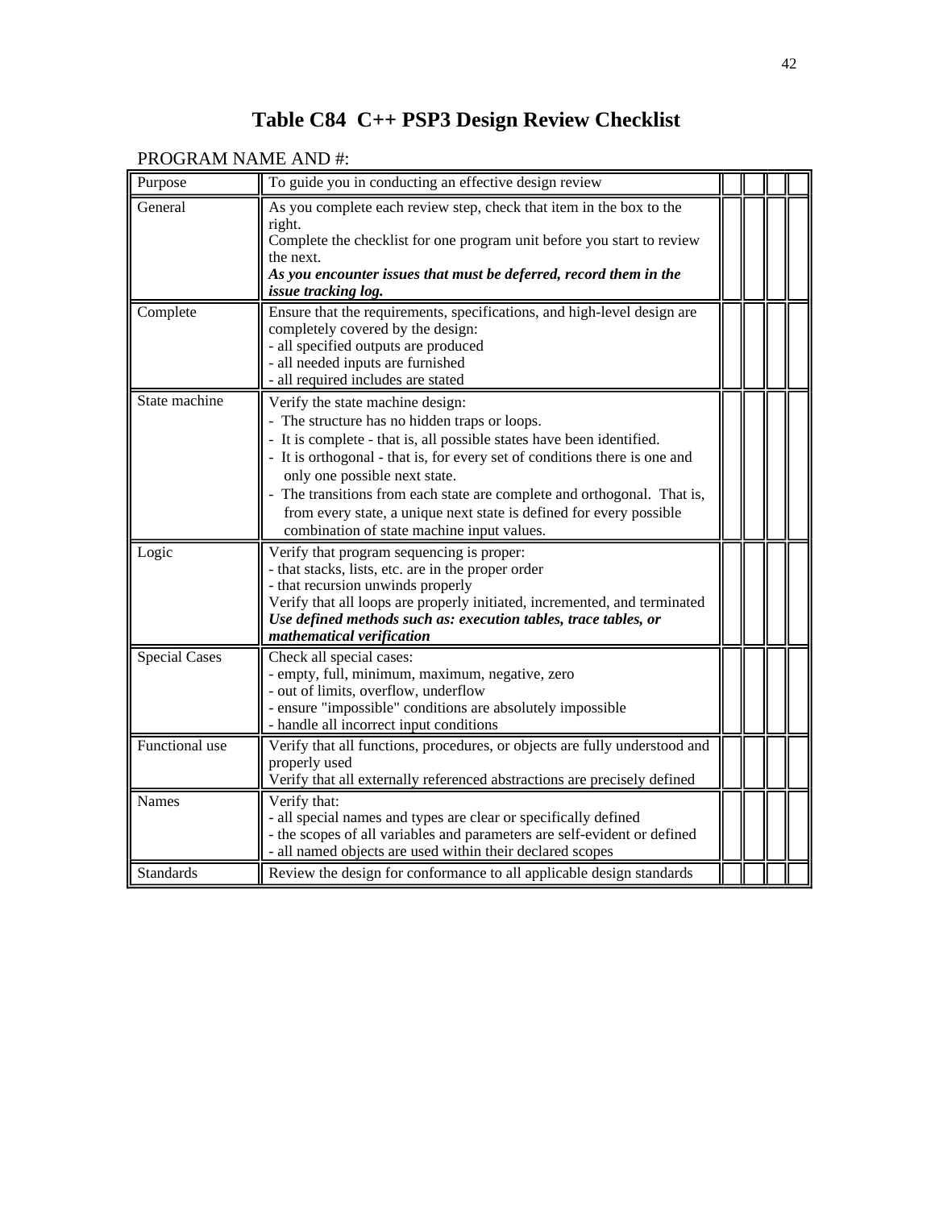# Table C84 C++ PSP3 Design Review Checklist

PROGRAM NAME AND #:

| | | | | | |
|---|---|---|---|---|---|
| Purpose | To guide you in conducting an effective design review | | | | |
| General | As you complete each review step, check that item in the box to the right.<br>Complete the checklist for one program unit before you start to review the next.<br>***As you encounter issues that must be deferred, record them in the issue tracking log.*** | | | | |
| Complete | Ensure that the requirements, specifications, and high-level design are completely covered by the design:<br>- all specified outputs are produced<br>- all needed inputs are furnished<br>- all required includes are stated | | | | |
| State machine | Verify the state machine design:<br>- The structure has no hidden traps or loops.<br>- It is complete - that is, all possible states have been identified.<br>- It is orthogonal - that is, for every set of conditions there is one and only one possible next state.<br>- The transitions from each state are complete and orthogonal. That is, from every state, a unique next state is defined for every possible combination of state machine input values. | | | | |
| Logic | Verify that program sequencing is proper:<br>- that stacks, lists, etc. are in the proper order<br>- that recursion unwinds properly<br>Verify that all loops are properly initiated, incremented, and terminated<br>***Use defined methods such as: execution tables, trace tables, or mathematical verification*** | | | | |
| Special Cases | Check all special cases:<br>- empty, full, minimum, maximum, negative, zero<br>- out of limits, overflow, underflow<br>- ensure "impossible" conditions are absolutely impossible<br>- handle all incorrect input conditions | | | | |
| Functional use | Verify that all functions, procedures, or objects are fully understood and properly used<br>Verify that all externally referenced abstractions are precisely defined | | | | |
| Names | Verify that:<br>- all special names and types are clear or specifically defined<br>- the scopes of all variables and parameters are self-evident or defined<br>- all named objects are used within their declared scopes | | | | |
| Standards | Review the design for conformance to all applicable design standards | | | | |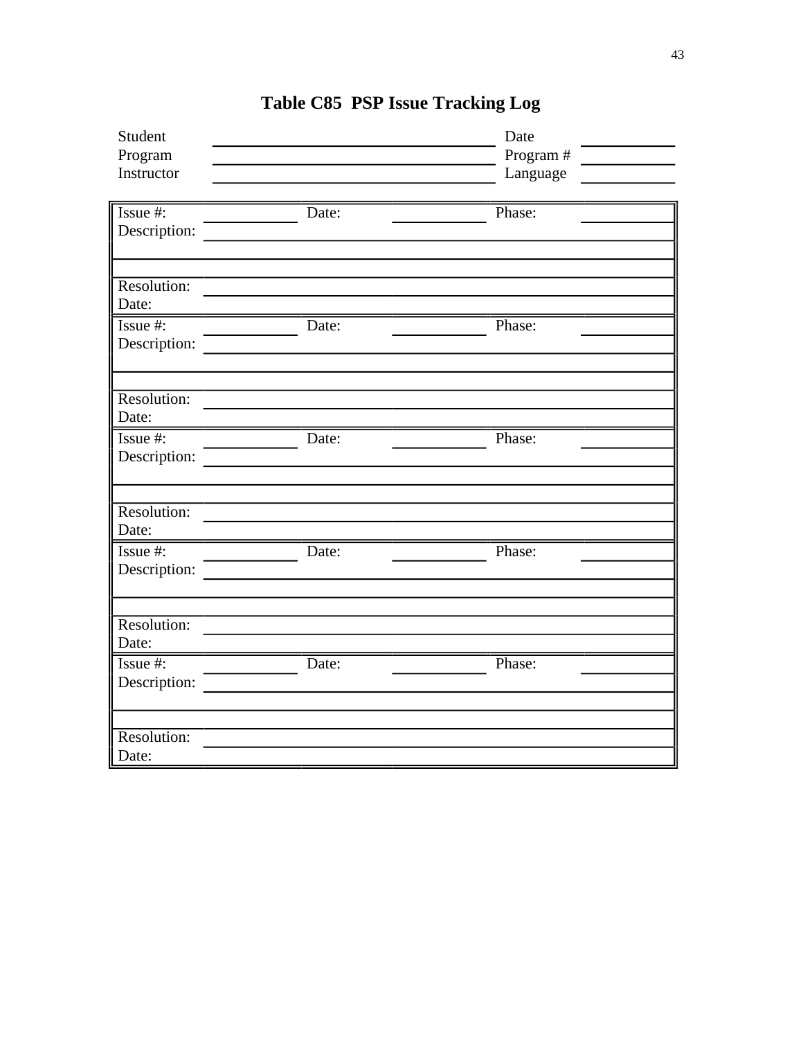# Table C85 PSP Issue Tracking Log

| | | | |
|---|---|---|---|
| Student | | Date | |
| Program | | Program # | |
| Instructor | | Language | |

| | | | | | |
|---|---|---|---|---|---|
| Issue #: | | Date: | | Phase: | |
| Description: | | | | | |
| | | | | | |
| | | | | | |
| Resolution: | | | | | |
| Date: | | | | | |
| Issue #: | | Date: | | Phase: | |
| Description: | | | | | |
| | | | | | |
| | | | | | |
| Resolution: | | | | | |
| Date: | | | | | |
| Issue #: | | Date: | | Phase: | |
| Description: | | | | | |
| | | | | | |
| | | | | | |
| Resolution: | | | | | |
| Date: | | | | | |
| Issue #: | | Date: | | Phase: | |
| Description: | | | | | |
| | | | | | |
| | | | | | |
| Resolution: | | | | | |
| Date: | | | | | |
| Issue #: | | Date: | | Phase: | |
| Description: | | | | | |
| | | | | | |
| | | | | | |
| Resolution: | | | | | |
| Date: | | | | | |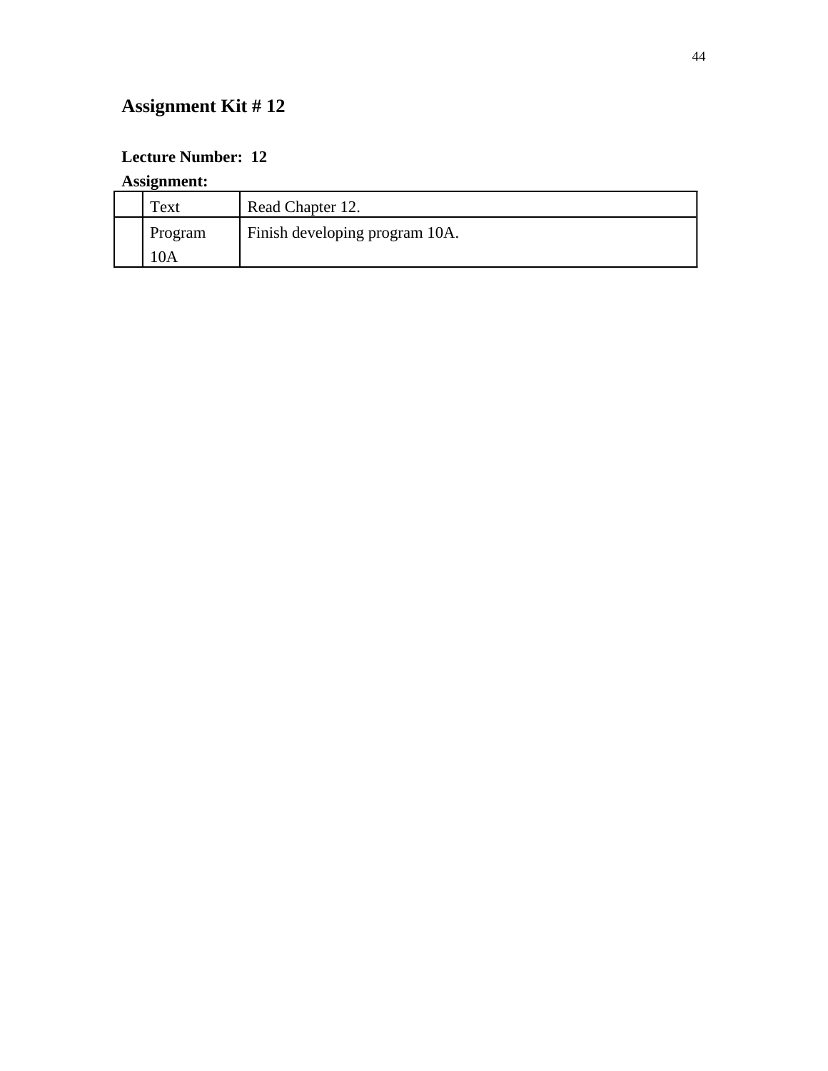## Assignment Kit # 12

**Lecture Number: 12**

**Assignment:**

| | | |
|---|---|---|
| | Text | Read Chapter 12. |
| | Program 10A | Finish developing program 10A. |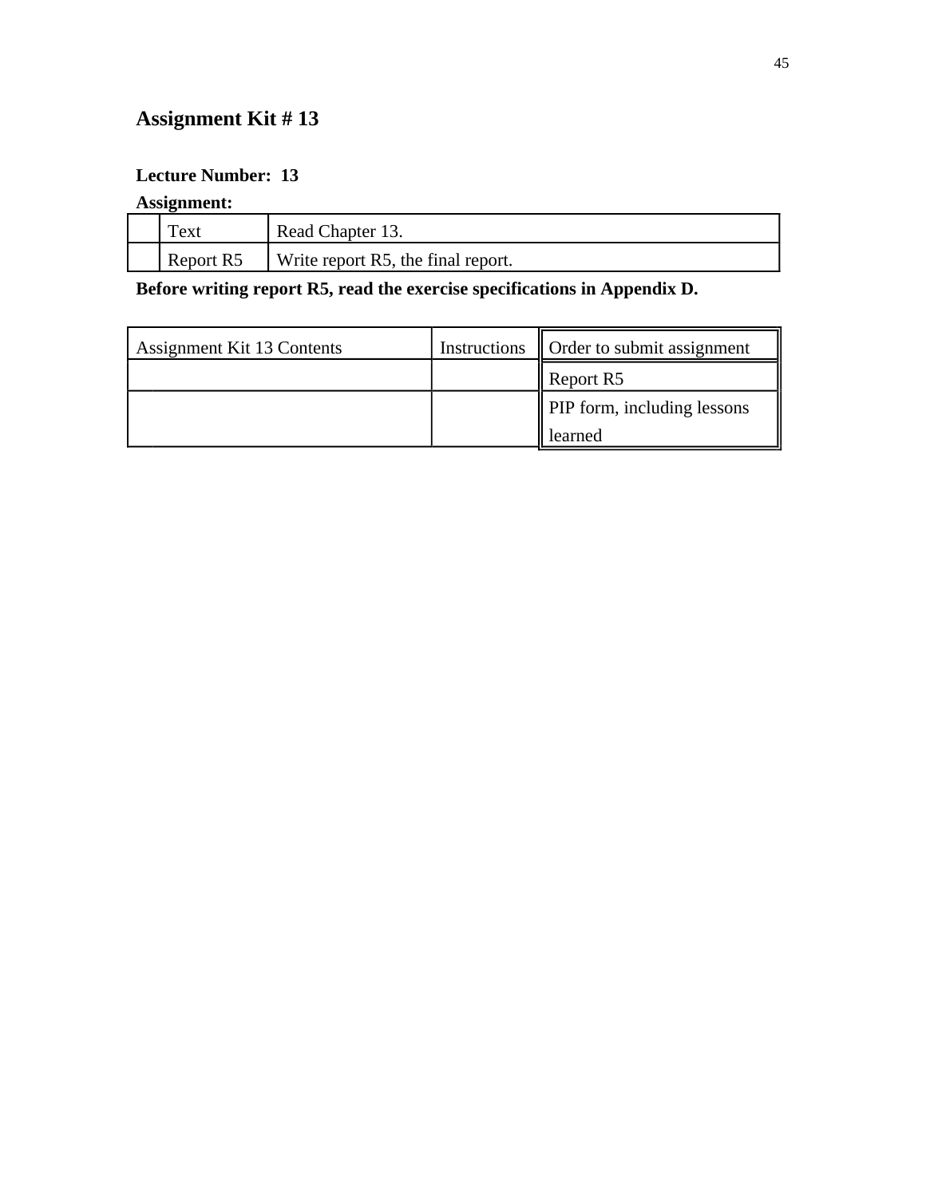## Assignment Kit # 13

**Lecture Number: 13**

**Assignment:**

| | | |
|---|---|---|
| | Text | Read Chapter 13. |
| | Report R5 | Write report R5, the final report. |

**Before writing report R5, read the exercise specifications in Appendix D.**

| Assignment Kit 13 Contents | Instructions | Order to submit assignment |
|---|---|---|
| | | Report R5 |
| | | PIP form, including lessons learned |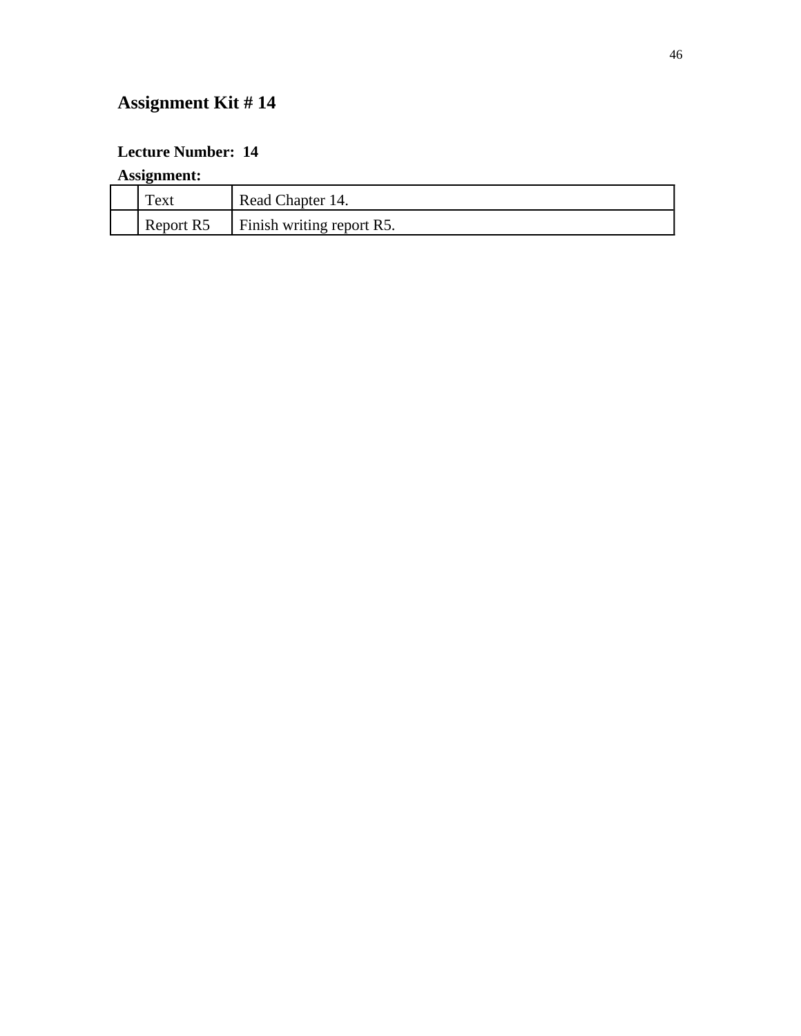## Assignment Kit # 14

**Lecture Number: 14**

**Assignment:**

| | | |
|---|---|---|
| | Text | Read Chapter 14. |
| | Report R5 | Finish writing report R5. |